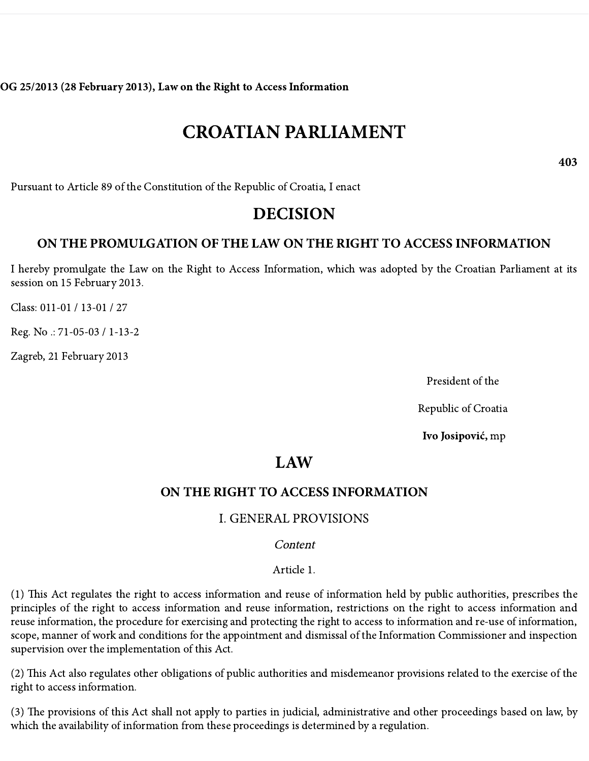**OG 25/2013 (28 February 2013), Law on the Right to Access Information**

# CROATIAN PARLIAMENT

**403**

Pursuant to Article 89 of the Constitution of the Republic of Croatia, I enact

# DECISION

## ON THE PROMULGATION OF THE LAW ON THE RIGHT TO ACCESS INFORMATION

I hereby promulgate the Law on the Right to Access Information, which was adopted by the Croatian Parliament at its session on 15 February 2013.

Class: 011-01 / 13-01 / 27

Reg. No .: 71-05-03 / 1-13-2

Zagreb, 21 February 2013

President of the

Republic of Croatia

**Ivo Josipović,** mp

# LAW

## ON THE RIGHT TO ACCESS INFORMATION

### I. GENERAL PROVISIONS

*Content*

Article 1.

(1) This Act regulates the right to access information and reuse of information held by public authorities, prescribes the principles of the right to access information and reuse information, restrictions on the right to access information and reuse information, the procedure for exercising and protecting the right to access to information and re-use of information, scope, manner of work and conditions for the appointment and dismissal of the Information Commissioner and inspection supervision over the implementation of this Act.

(2) This Act also regulates other obligations of public authorities and misdemeanor provisions related to the exercise of the right to access information.

(3) The provisions of this Act shall not apply to parties in judicial, administrative and other proceedings based on law, by which the availability of information from these proceedings is determined by a regulation.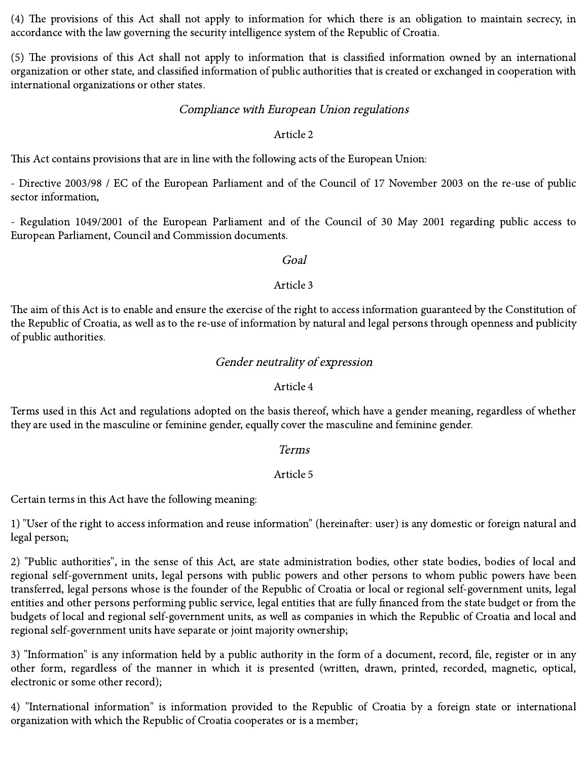(4) The provisions of this Act shall not apply to information for which there is an obligation to maintain secrecy, in accordance with the law governing the security intelligence system of the Republic of Croatia.

(5) The provisions of this Act shall not apply to information that is classified information owned by an international organization or other state, and classified information of public authorities that is created or exchanged in cooperation with international organizations or other states.

*Compliance with European Union regulations*

Article 2

This Act contains provisions that are in line with the following acts of the European Union:

- Directive 2003/98 / EC of the European Parliament and of the Council of 17 November 2003 on the re-use of public sector information,

- Regulation 1049/2001 of the European Parliament and of the Council of 30 May 2001 regarding public access to European Parliament, Council and Commission documents.

*Goal*

Article 3

The aim of this Act is to enable and ensure the exercise of the right to access information guaranteed by the Constitution of the Republic of Croatia, as well as to the re-use of information by natural and legal persons through openness and publicity of public authorities.

*Gender neutrality of expression*

Article 4

Terms used in this Act and regulations adopted on the basis thereof, which have a gender meaning, regardless of whether they are used in the masculine or feminine gender, equally cover the masculine and feminine gender.

*Terms*

Article 5

Certain terms in this Act have the following meaning:

1) "User of the right to access information and reuse information" (hereinafter: user) is any domestic or foreign natural and legal person;

2) "Public authorities", in the sense of this Act, are state administration bodies, other state bodies, bodies of local and regional self-government units, legal persons with public powers and other persons to whom public powers have been transferred, legal persons whose is the founder of the Republic of Croatia or local or regional self-government units, legal entities and other persons performing public service, legal entities that are fully financed from the state budget or from the budgets of local and regional self-government units, as well as companies in which the Republic of Croatia and local and regional self-government units have separate or joint majority ownership;

3) "Information" is any information held by a public authority in the form of a document, record, file, register or in any other form, regardless of the manner in which it is presented (written, drawn, printed, recorded, magnetic, optical, electronic or some other record);

4) "International information" is information provided to the Republic of Croatia by a foreign state or international organization with which the Republic of Croatia cooperates or is a member;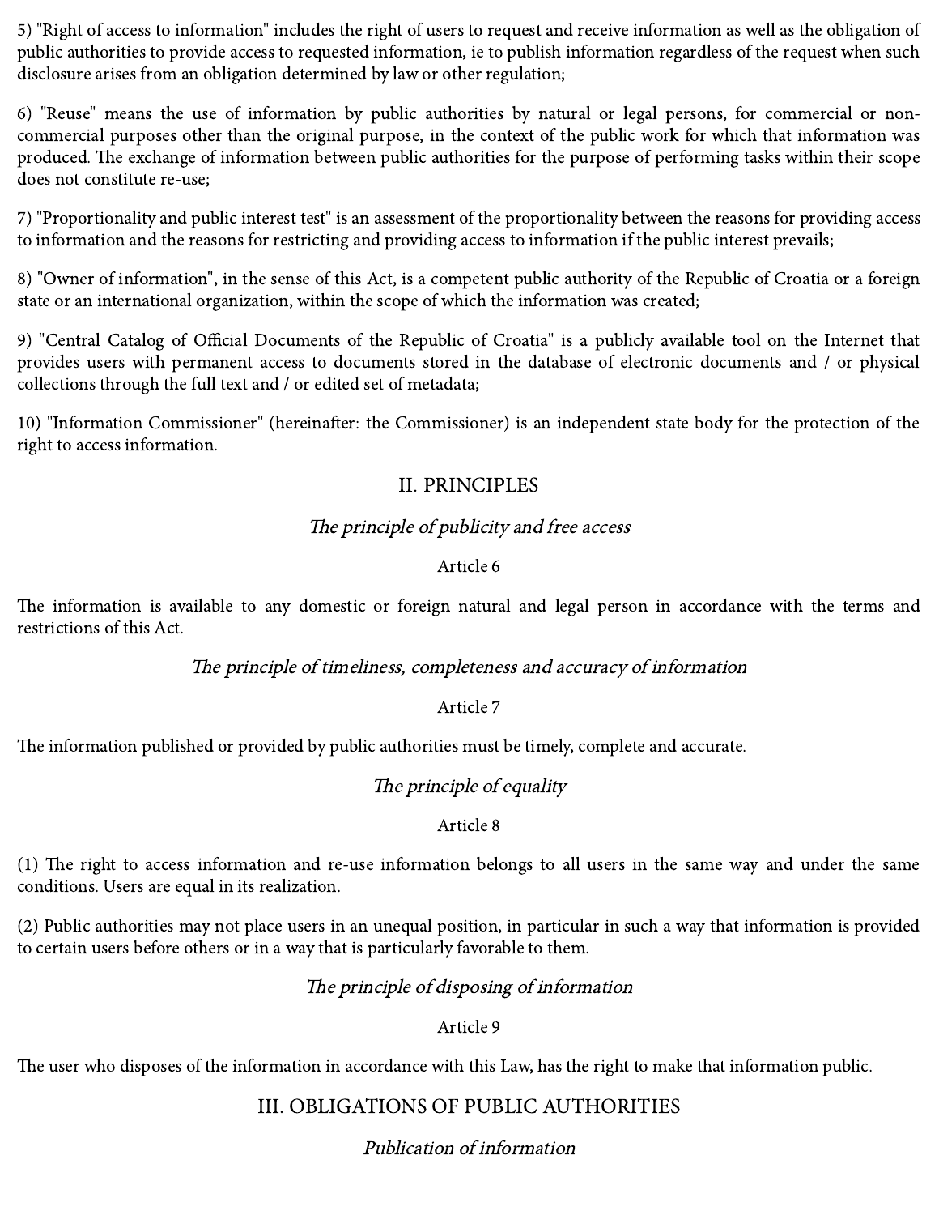5) "Right of access to information" includes the right of users to request and receive information as well as the obligation of public authorities to provide access to requested information, ie to publish information regardless of the request when such disclosure arises from an obligation determined by law or other regulation;

6) "Reuse" means the use of information by public authorities by natural or legal persons, for commercial or non-commercial purposes other than the original purpose, in the context of the public work for which that information was produced. The exchange of information between public authorities for the purpose of performing tasks within their scope does not constitute re-use;

7) "Proportionality and public interest test" is an assessment of the proportionality between the reasons for providing access to information and the reasons for restricting and providing access to information if the public interest prevails;

8) "Owner of information", in the sense of this Act, is a competent public authority of the Republic of Croatia or a foreign state or an international organization, within the scope of which the information was created;

9) "Central Catalog of Official Documents of the Republic of Croatia" is a publicly available tool on the Internet that provides users with permanent access to documents stored in the database of electronic documents and / or physical collections through the full text and / or edited set of metadata;

10) "Information Commissioner" (hereinafter: the Commissioner) is an independent state body for the protection of the right to access information.

## II. PRINCIPLES

*The principle of publicity and free access*

Article 6

The information is available to any domestic or foreign natural and legal person in accordance with the terms and restrictions of this Act.

*The principle of timeliness, completeness and accuracy of information*

Article 7

The information published or provided by public authorities must be timely, complete and accurate.

*The principle of equality*

Article 8

(1) The right to access information and re-use information belongs to all users in the same way and under the same conditions. Users are equal in its realization.

(2) Public authorities may not place users in an unequal position, in particular in such a way that information is provided to certain users before others or in a way that is particularly favorable to them.

*The principle of disposing of information*

Article 9

The user who disposes of the information in accordance with this Law, has the right to make that information public.

## III. OBLIGATIONS OF PUBLIC AUTHORITIES

*Publication of information*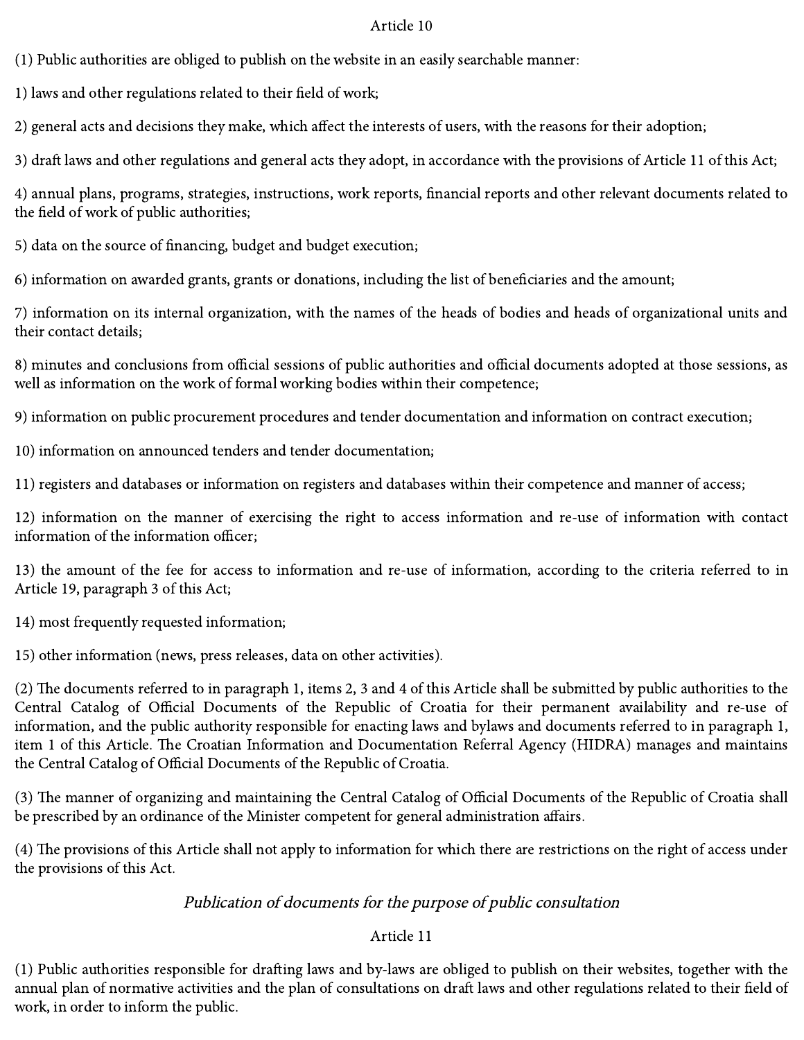### Article 10

(1) Public authorities are obliged to publish on the website in an easily searchable manner:

1) laws and other regulations related to their field of work;

2) general acts and decisions they make, which affect the interests of users, with the reasons for their adoption;

3) draft laws and other regulations and general acts they adopt, in accordance with the provisions of Article 11 of this Act;

4) annual plans, programs, strategies, instructions, work reports, financial reports and other relevant documents related to the field of work of public authorities;

5) data on the source of financing, budget and budget execution;

6) information on awarded grants, grants or donations, including the list of beneficiaries and the amount;

7) information on its internal organization, with the names of the heads of bodies and heads of organizational units and their contact details;

8) minutes and conclusions from official sessions of public authorities and official documents adopted at those sessions, as well as information on the work of formal working bodies within their competence;

9) information on public procurement procedures and tender documentation and information on contract execution;

10) information on announced tenders and tender documentation;

11) registers and databases or information on registers and databases within their competence and manner of access;

12) information on the manner of exercising the right to access information and re-use of information with contact information of the information officer;

13) the amount of the fee for access to information and re-use of information, according to the criteria referred to in Article 19, paragraph 3 of this Act;

14) most frequently requested information;

15) other information (news, press releases, data on other activities).

(2) The documents referred to in paragraph 1, items 2, 3 and 4 of this Article shall be submitted by public authorities to the Central Catalog of Official Documents of the Republic of Croatia for their permanent availability and re-use of information, and the public authority responsible for enacting laws and bylaws and documents referred to in paragraph 1, item 1 of this Article. The Croatian Information and Documentation Referral Agency (HIDRA) manages and maintains the Central Catalog of Official Documents of the Republic of Croatia.

(3) The manner of organizing and maintaining the Central Catalog of Official Documents of the Republic of Croatia shall be prescribed by an ordinance of the Minister competent for general administration affairs.

(4) The provisions of this Article shall not apply to information for which there are restrictions on the right of access under the provisions of this Act.

*Publication of documents for the purpose of public consultation*

### Article 11

(1) Public authorities responsible for drafting laws and by-laws are obliged to publish on their websites, together with the annual plan of normative activities and the plan of consultations on draft laws and other regulations related to their field of work, in order to inform the public.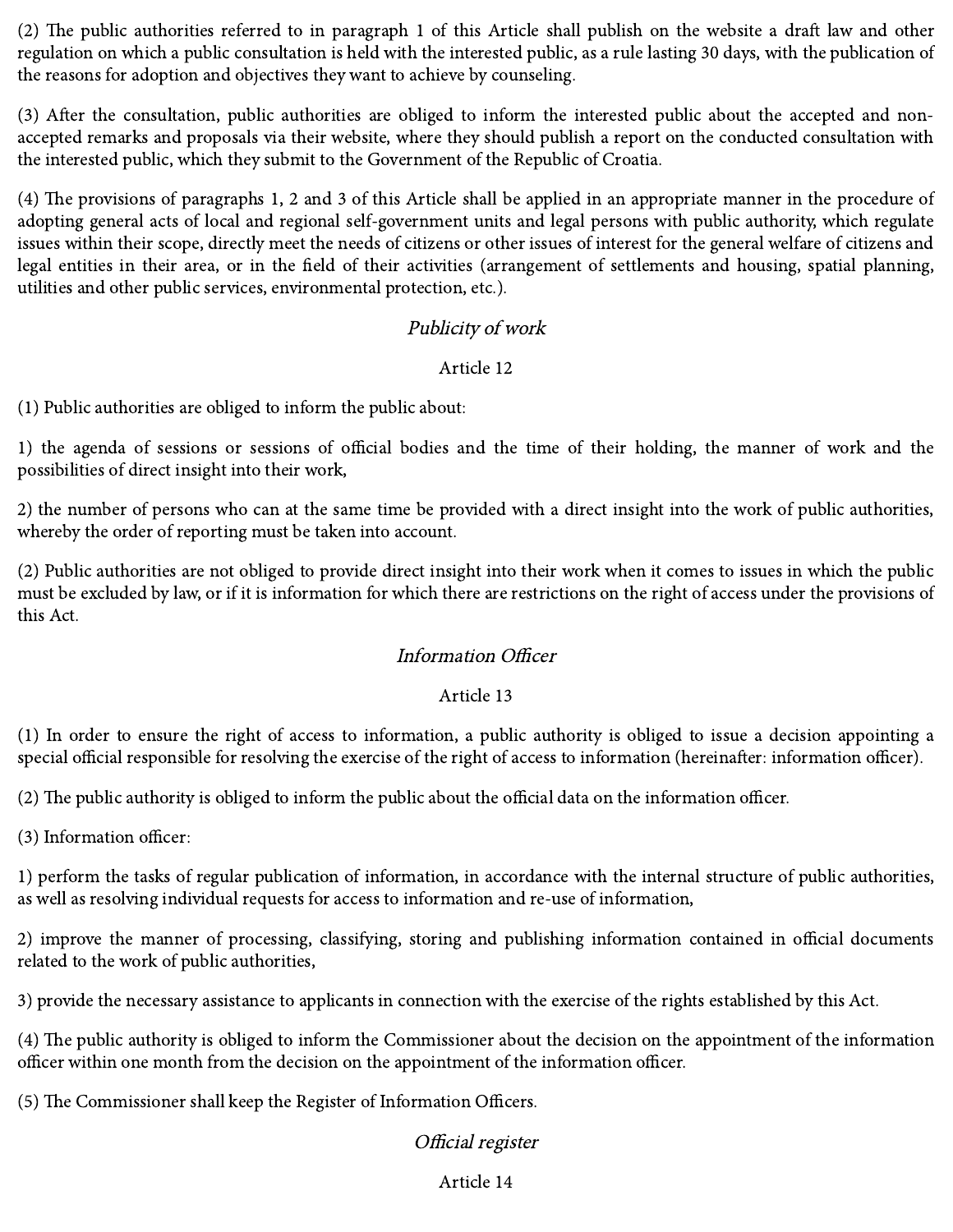(2) The public authorities referred to in paragraph 1 of this Article shall publish on the website a draft law and other regulation on which a public consultation is held with the interested public, as a rule lasting 30 days, with the publication of the reasons for adoption and objectives they want to achieve by counseling.

(3) After the consultation, public authorities are obliged to inform the interested public about the accepted and non-accepted remarks and proposals via their website, where they should publish a report on the conducted consultation with the interested public, which they submit to the Government of the Republic of Croatia.

(4) The provisions of paragraphs 1, 2 and 3 of this Article shall be applied in an appropriate manner in the procedure of adopting general acts of local and regional self-government units and legal persons with public authority, which regulate issues within their scope, directly meet the needs of citizens or other issues of interest for the general welfare of citizens and legal entities in their area, or in the field of their activities (arrangement of settlements and housing, spatial planning, utilities and other public services, environmental protection, etc.).

*Publicity of work*

Article 12

(1) Public authorities are obliged to inform the public about:

1) the agenda of sessions or sessions of official bodies and the time of their holding, the manner of work and the possibilities of direct insight into their work,

2) the number of persons who can at the same time be provided with a direct insight into the work of public authorities, whereby the order of reporting must be taken into account.

(2) Public authorities are not obliged to provide direct insight into their work when it comes to issues in which the public must be excluded by law, or if it is information for which there are restrictions on the right of access under the provisions of this Act.

*Information Officer*

Article 13

(1) In order to ensure the right of access to information, a public authority is obliged to issue a decision appointing a special official responsible for resolving the exercise of the right of access to information (hereinafter: information officer).

(2) The public authority is obliged to inform the public about the official data on the information officer.

(3) Information officer:

1) perform the tasks of regular publication of information, in accordance with the internal structure of public authorities, as well as resolving individual requests for access to information and re-use of information,

2) improve the manner of processing, classifying, storing and publishing information contained in official documents related to the work of public authorities,

3) provide the necessary assistance to applicants in connection with the exercise of the rights established by this Act.

(4) The public authority is obliged to inform the Commissioner about the decision on the appointment of the information officer within one month from the decision on the appointment of the information officer.

(5) The Commissioner shall keep the Register of Information Officers.

*Official register*

Article 14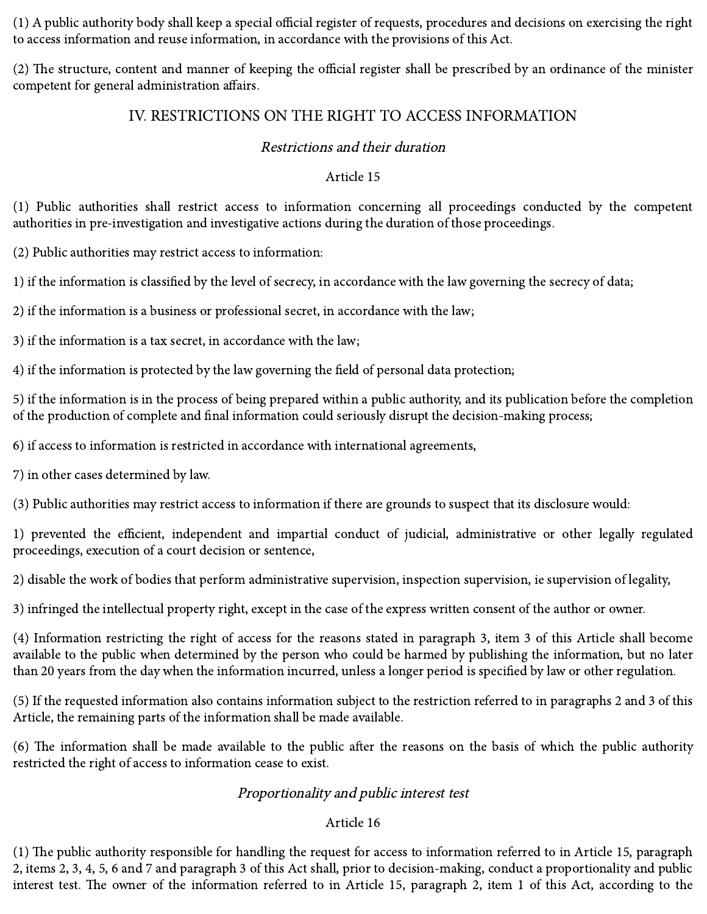(1) A public authority body shall keep a special official register of requests, procedures and decisions on exercising the right to access information and reuse information, in accordance with the provisions of this Act.

(2) The structure, content and manner of keeping the official register shall be prescribed by an ordinance of the minister competent for general administration affairs.

## IV. RESTRICTIONS ON THE RIGHT TO ACCESS INFORMATION

### *Restrictions and their duration*

#### Article 15

(1) Public authorities shall restrict access to information concerning all proceedings conducted by the competent authorities in pre-investigation and investigative actions during the duration of those proceedings.

(2) Public authorities may restrict access to information:

1) if the information is classified by the level of secrecy, in accordance with the law governing the secrecy of data;

2) if the information is a business or professional secret, in accordance with the law;

3) if the information is a tax secret, in accordance with the law;

4) if the information is protected by the law governing the field of personal data protection;

5) if the information is in the process of being prepared within a public authority, and its publication before the completion of the production of complete and final information could seriously disrupt the decision-making process;

6) if access to information is restricted in accordance with international agreements,

7) in other cases determined by law.

(3) Public authorities may restrict access to information if there are grounds to suspect that its disclosure would:

1) prevented the efficient, independent and impartial conduct of judicial, administrative or other legally regulated proceedings, execution of a court decision or sentence,

2) disable the work of bodies that perform administrative supervision, inspection supervision, ie supervision of legality,

3) infringed the intellectual property right, except in the case of the express written consent of the author or owner.

(4) Information restricting the right of access for the reasons stated in paragraph 3, item 3 of this Article shall become available to the public when determined by the person who could be harmed by publishing the information, but no later than 20 years from the day when the information incurred, unless a longer period is specified by law or other regulation.

(5) If the requested information also contains information subject to the restriction referred to in paragraphs 2 and 3 of this Article, the remaining parts of the information shall be made available.

(6) The information shall be made available to the public after the reasons on the basis of which the public authority restricted the right of access to information cease to exist.

### *Proportionality and public interest test*

#### Article 16

(1) The public authority responsible for handling the request for access to information referred to in Article 15, paragraph 2, items 2, 3, 4, 5, 6 and 7 and paragraph 3 of this Act shall, prior to decision-making, conduct a proportionality and public interest test. The owner of the information referred to in Article 15, paragraph 2, item 1 of this Act, according to the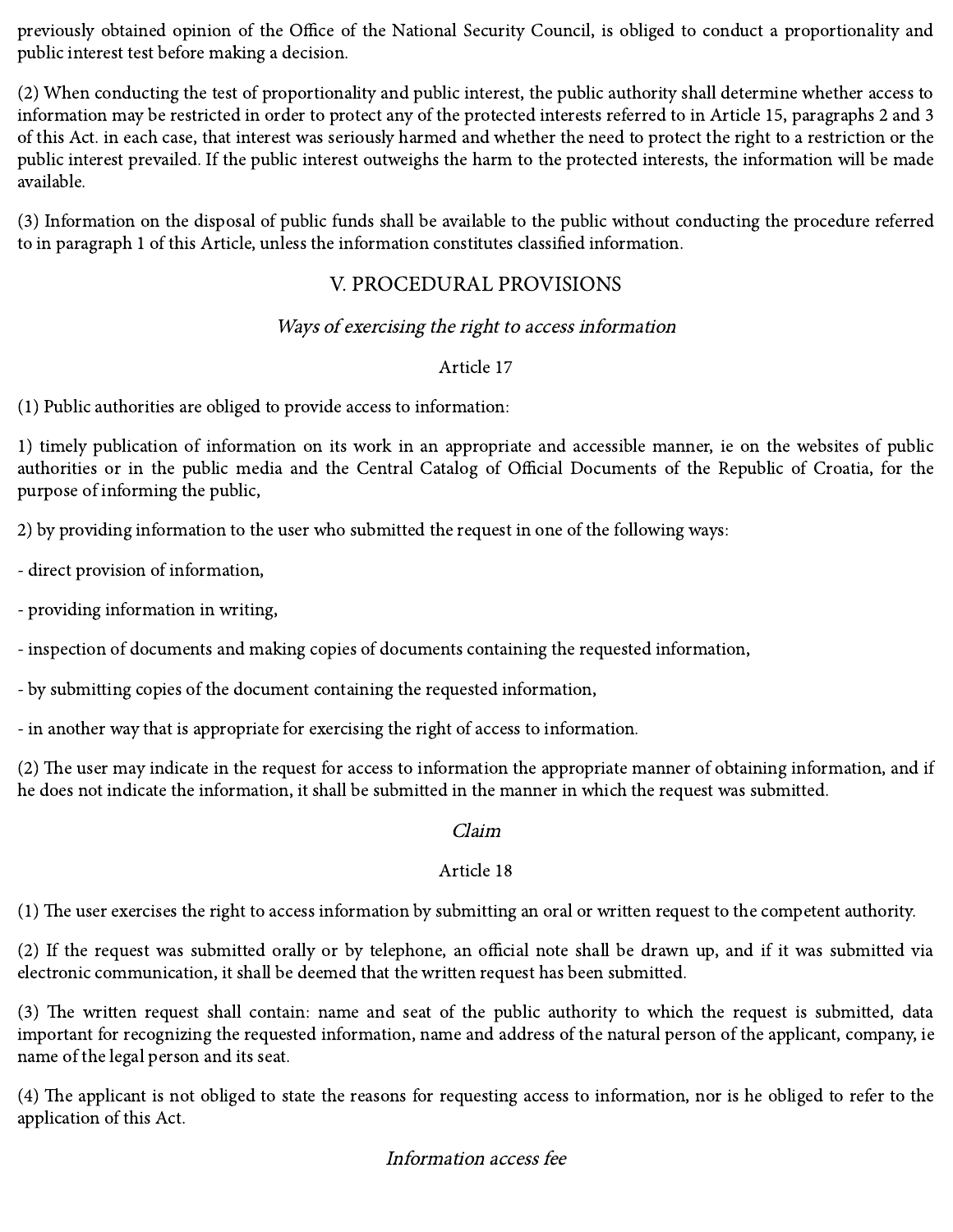previously obtained opinion of the Office of the National Security Council, is obliged to conduct a proportionality and public interest test before making a decision.

(2) When conducting the test of proportionality and public interest, the public authority shall determine whether access to information may be restricted in order to protect any of the protected interests referred to in Article 15, paragraphs 2 and 3 of this Act. in each case, that interest was seriously harmed and whether the need to protect the right to a restriction or the public interest prevailed. If the public interest outweighs the harm to the protected interests, the information will be made available.

(3) Information on the disposal of public funds shall be available to the public without conducting the procedure referred to in paragraph 1 of this Article, unless the information constitutes classified information.

## V. PROCEDURAL PROVISIONS

*Ways of exercising the right to access information*

Article 17

(1) Public authorities are obliged to provide access to information:

1) timely publication of information on its work in an appropriate and accessible manner, ie on the websites of public authorities or in the public media and the Central Catalog of Official Documents of the Republic of Croatia, for the purpose of informing the public,

2) by providing information to the user who submitted the request in one of the following ways:

- direct provision of information,

- providing information in writing,

- inspection of documents and making copies of documents containing the requested information,

- by submitting copies of the document containing the requested information,

- in another way that is appropriate for exercising the right of access to information.

(2) The user may indicate in the request for access to information the appropriate manner of obtaining information, and if he does not indicate the information, it shall be submitted in the manner in which the request was submitted.

*Claim*

Article 18

(1) The user exercises the right to access information by submitting an oral or written request to the competent authority.

(2) If the request was submitted orally or by telephone, an official note shall be drawn up, and if it was submitted via electronic communication, it shall be deemed that the written request has been submitted.

(3) The written request shall contain: name and seat of the public authority to which the request is submitted, data important for recognizing the requested information, name and address of the natural person of the applicant, company, ie name of the legal person and its seat.

(4) The applicant is not obliged to state the reasons for requesting access to information, nor is he obliged to refer to the application of this Act.

*Information access fee*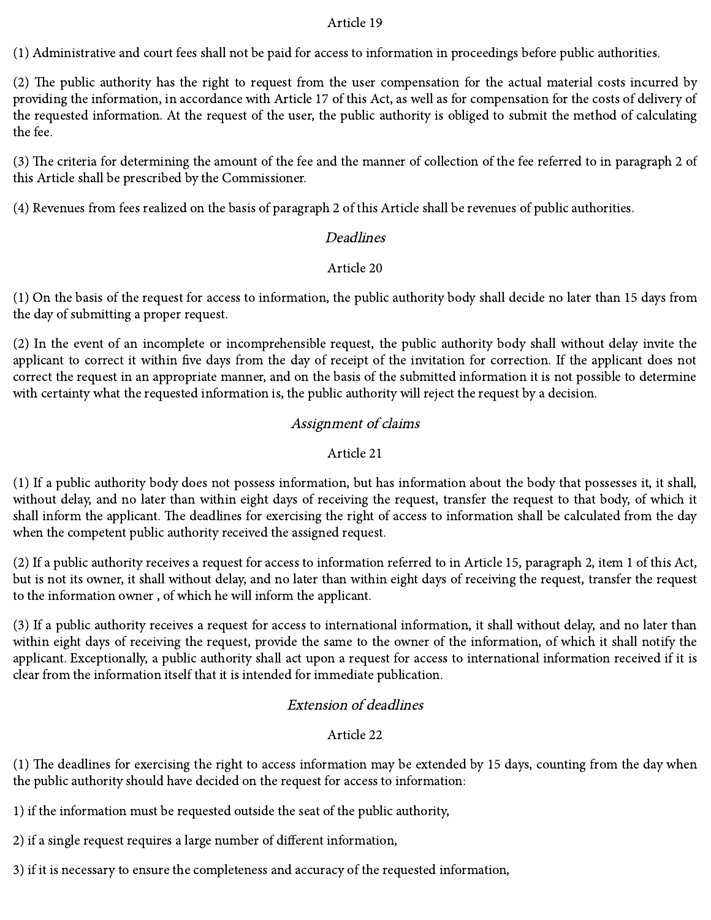### Article 19

(1) Administrative and court fees shall not be paid for access to information in proceedings before public authorities.

(2) The public authority has the right to request from the user compensation for the actual material costs incurred by providing the information, in accordance with Article 17 of this Act, as well as for compensation for the costs of delivery of the requested information. At the request of the user, the public authority is obliged to submit the method of calculating the fee.

(3) The criteria for determining the amount of the fee and the manner of collection of the fee referred to in paragraph 2 of this Article shall be prescribed by the Commissioner.

(4) Revenues from fees realized on the basis of paragraph 2 of this Article shall be revenues of public authorities.

*Deadlines*

### Article 20

(1) On the basis of the request for access to information, the public authority body shall decide no later than 15 days from the day of submitting a proper request.

(2) In the event of an incomplete or incomprehensible request, the public authority body shall without delay invite the applicant to correct it within five days from the day of receipt of the invitation for correction. If the applicant does not correct the request in an appropriate manner, and on the basis of the submitted information it is not possible to determine with certainty what the requested information is, the public authority will reject the request by a decision.

*Assignment of claims*

### Article 21

(1) If a public authority body does not possess information, but has information about the body that possesses it, it shall, without delay, and no later than within eight days of receiving the request, transfer the request to that body, of which it shall inform the applicant. The deadlines for exercising the right of access to information shall be calculated from the day when the competent public authority received the assigned request.

(2) If a public authority receives a request for access to information referred to in Article 15, paragraph 2, item 1 of this Act, but is not its owner, it shall without delay, and no later than within eight days of receiving the request, transfer the request to the information owner , of which he will inform the applicant.

(3) If a public authority receives a request for access to international information, it shall without delay, and no later than within eight days of receiving the request, provide the same to the owner of the information, of which it shall notify the applicant. Exceptionally, a public authority shall act upon a request for access to international information received if it is clear from the information itself that it is intended for immediate publication.

*Extension of deadlines*

### Article 22

(1) The deadlines for exercising the right to access information may be extended by 15 days, counting from the day when the public authority should have decided on the request for access to information:

1) if the information must be requested outside the seat of the public authority,

2) if a single request requires a large number of different information,

3) if it is necessary to ensure the completeness and accuracy of the requested information,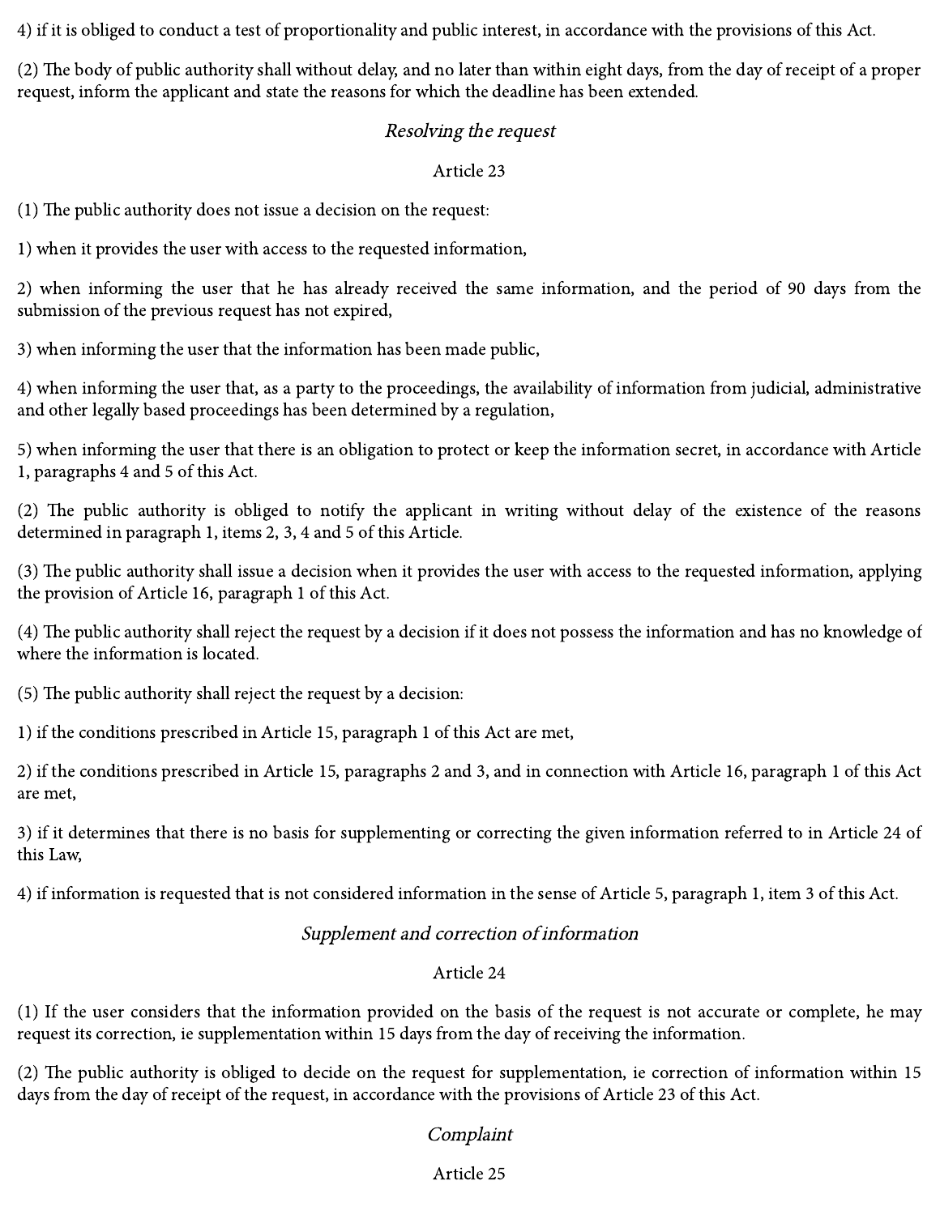4) if it is obliged to conduct a test of proportionality and public interest, in accordance with the provisions of this Act.

(2) The body of public authority shall without delay, and no later than within eight days, from the day of receipt of a proper request, inform the applicant and state the reasons for which the deadline has been extended.

### *Resolving the request*

### Article 23

(1) The public authority does not issue a decision on the request:

1) when it provides the user with access to the requested information,

2) when informing the user that he has already received the same information, and the period of 90 days from the submission of the previous request has not expired,

3) when informing the user that the information has been made public,

4) when informing the user that, as a party to the proceedings, the availability of information from judicial, administrative and other legally based proceedings has been determined by a regulation,

5) when informing the user that there is an obligation to protect or keep the information secret, in accordance with Article 1, paragraphs 4 and 5 of this Act.

(2) The public authority is obliged to notify the applicant in writing without delay of the existence of the reasons determined in paragraph 1, items 2, 3, 4 and 5 of this Article.

(3) The public authority shall issue a decision when it provides the user with access to the requested information, applying the provision of Article 16, paragraph 1 of this Act.

(4) The public authority shall reject the request by a decision if it does not possess the information and has no knowledge of where the information is located.

(5) The public authority shall reject the request by a decision:

1) if the conditions prescribed in Article 15, paragraph 1 of this Act are met,

2) if the conditions prescribed in Article 15, paragraphs 2 and 3, and in connection with Article 16, paragraph 1 of this Act are met,

3) if it determines that there is no basis for supplementing or correcting the given information referred to in Article 24 of this Law,

4) if information is requested that is not considered information in the sense of Article 5, paragraph 1, item 3 of this Act.

### *Supplement and correction of information*

### Article 24

(1) If the user considers that the information provided on the basis of the request is not accurate or complete, he may request its correction, ie supplementation within 15 days from the day of receiving the information.

(2) The public authority is obliged to decide on the request for supplementation, ie correction of information within 15 days from the day of receipt of the request, in accordance with the provisions of Article 23 of this Act.

### *Complaint*

### Article 25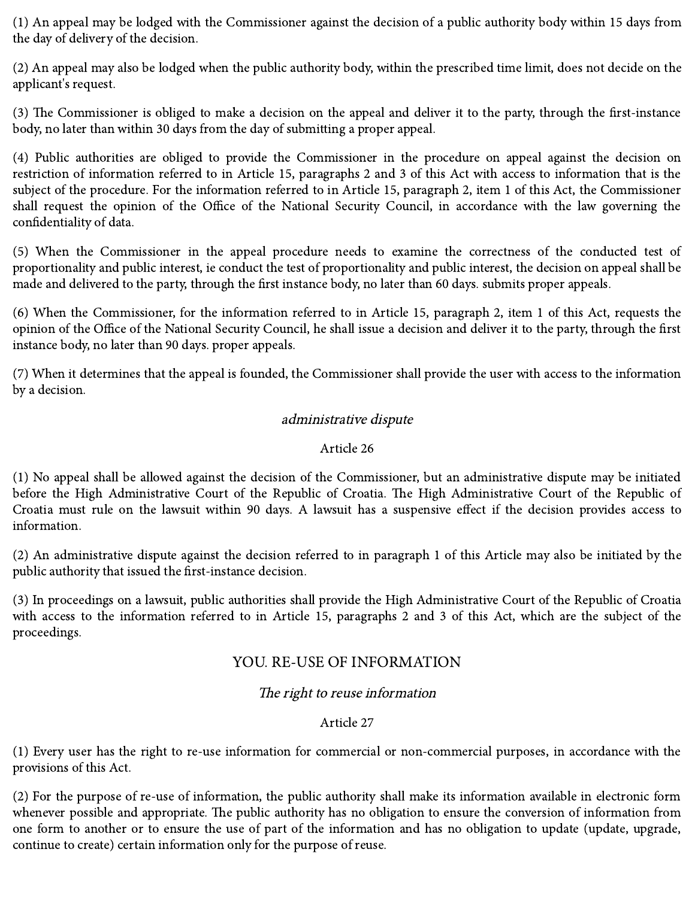(1) An appeal may be lodged with the Commissioner against the decision of a public authority body within 15 days from the day of delivery of the decision.

(2) An appeal may also be lodged when the public authority body, within the prescribed time limit, does not decide on the applicant's request.

(3) The Commissioner is obliged to make a decision on the appeal and deliver it to the party, through the first-instance body, no later than within 30 days from the day of submitting a proper appeal.

(4) Public authorities are obliged to provide the Commissioner in the procedure on appeal against the decision on restriction of information referred to in Article 15, paragraphs 2 and 3 of this Act with access to information that is the subject of the procedure. For the information referred to in Article 15, paragraph 2, item 1 of this Act, the Commissioner shall request the opinion of the Office of the National Security Council, in accordance with the law governing the confidentiality of data.

(5) When the Commissioner in the appeal procedure needs to examine the correctness of the conducted test of proportionality and public interest, ie conduct the test of proportionality and public interest, the decision on appeal shall be made and delivered to the party, through the first instance body, no later than 60 days. submits proper appeals.

(6) When the Commissioner, for the information referred to in Article 15, paragraph 2, item 1 of this Act, requests the opinion of the Office of the National Security Council, he shall issue a decision and deliver it to the party, through the first instance body, no later than 90 days. proper appeals.

(7) When it determines that the appeal is founded, the Commissioner shall provide the user with access to the information by a decision.

*administrative dispute*

Article 26

(1) No appeal shall be allowed against the decision of the Commissioner, but an administrative dispute may be initiated before the High Administrative Court of the Republic of Croatia. The High Administrative Court of the Republic of Croatia must rule on the lawsuit within 90 days. A lawsuit has a suspensive effect if the decision provides access to information.

(2) An administrative dispute against the decision referred to in paragraph 1 of this Article may also be initiated by the public authority that issued the first-instance decision.

(3) In proceedings on a lawsuit, public authorities shall provide the High Administrative Court of the Republic of Croatia with access to the information referred to in Article 15, paragraphs 2 and 3 of this Act, which are the subject of the proceedings.

## YOU. RE-USE OF INFORMATION

*The right to reuse information*

Article 27

(1) Every user has the right to re-use information for commercial or non-commercial purposes, in accordance with the provisions of this Act.

(2) For the purpose of re-use of information, the public authority shall make its information available in electronic form whenever possible and appropriate. The public authority has no obligation to ensure the conversion of information from one form to another or to ensure the use of part of the information and has no obligation to update (update, upgrade, continue to create) certain information only for the purpose of reuse.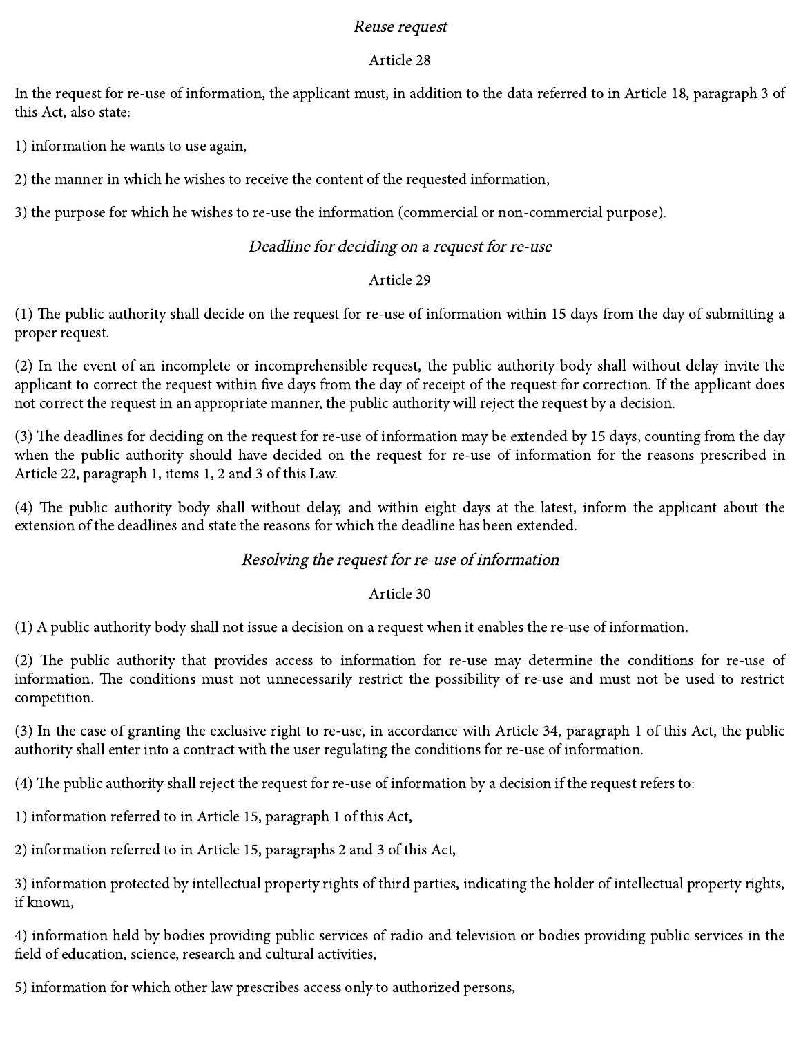*Reuse request*

Article 28

In the request for re-use of information, the applicant must, in addition to the data referred to in Article 18, paragraph 3 of this Act, also state:

1) information he wants to use again,

2) the manner in which he wishes to receive the content of the requested information,

3) the purpose for which he wishes to re-use the information (commercial or non-commercial purpose).

*Deadline for deciding on a request for re-use*

Article 29

(1) The public authority shall decide on the request for re-use of information within 15 days from the day of submitting a proper request.

(2) In the event of an incomplete or incomprehensible request, the public authority body shall without delay invite the applicant to correct the request within five days from the day of receipt of the request for correction. If the applicant does not correct the request in an appropriate manner, the public authority will reject the request by a decision.

(3) The deadlines for deciding on the request for re-use of information may be extended by 15 days, counting from the day when the public authority should have decided on the request for re-use of information for the reasons prescribed in Article 22, paragraph 1, items 1, 2 and 3 of this Law.

(4) The public authority body shall without delay, and within eight days at the latest, inform the applicant about the extension of the deadlines and state the reasons for which the deadline has been extended.

*Resolving the request for re-use of information*

Article 30

(1) A public authority body shall not issue a decision on a request when it enables the re-use of information.

(2) The public authority that provides access to information for re-use may determine the conditions for re-use of information. The conditions must not unnecessarily restrict the possibility of re-use and must not be used to restrict competition.

(3) In the case of granting the exclusive right to re-use, in accordance with Article 34, paragraph 1 of this Act, the public authority shall enter into a contract with the user regulating the conditions for re-use of information.

(4) The public authority shall reject the request for re-use of information by a decision if the request refers to:

1) information referred to in Article 15, paragraph 1 of this Act,

2) information referred to in Article 15, paragraphs 2 and 3 of this Act,

3) information protected by intellectual property rights of third parties, indicating the holder of intellectual property rights, if known,

4) information held by bodies providing public services of radio and television or bodies providing public services in the field of education, science, research and cultural activities,

5) information for which other law prescribes access only to authorized persons,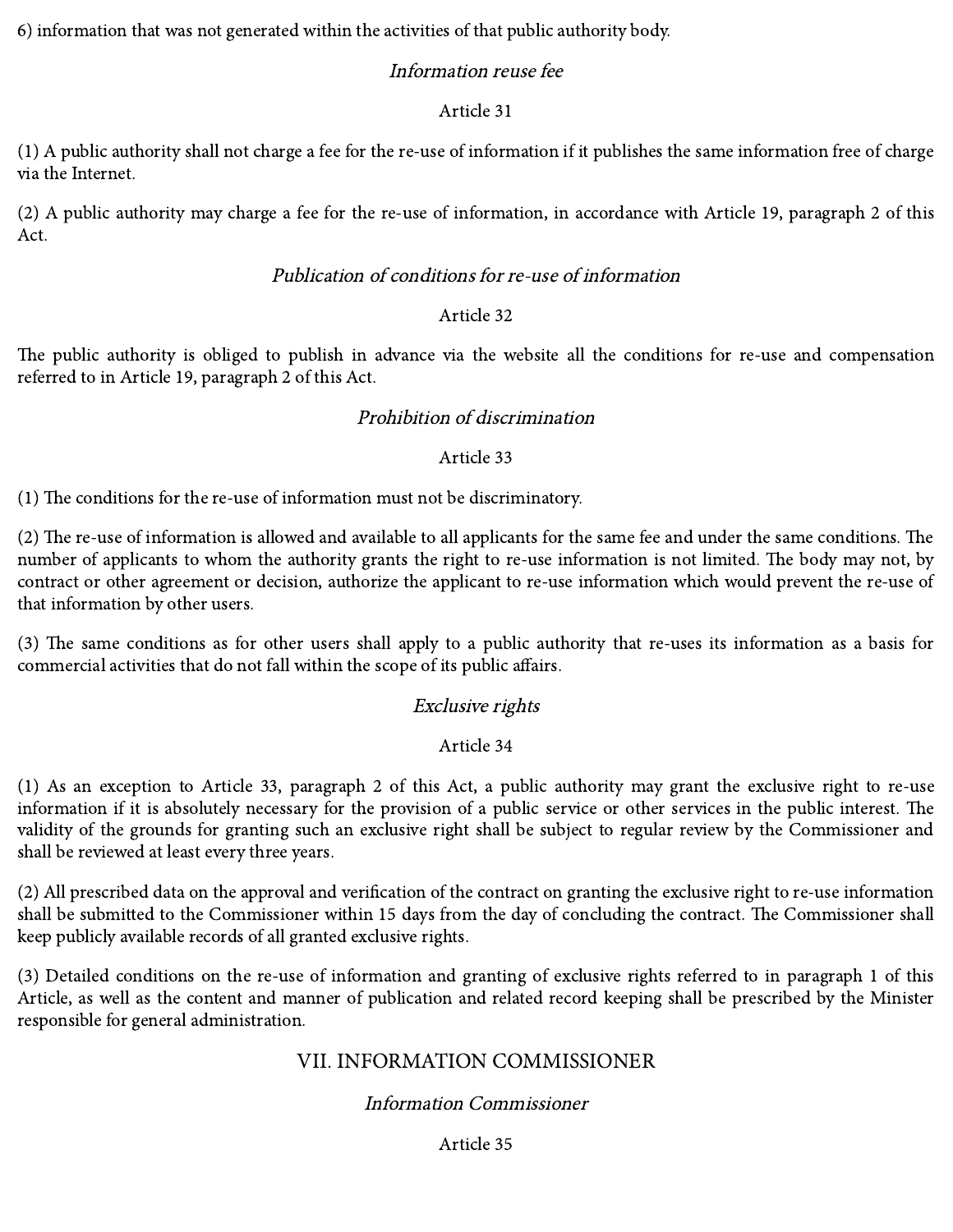6) information that was not generated within the activities of that public authority body.

*Information reuse fee*

Article 31

(1) A public authority shall not charge a fee for the re-use of information if it publishes the same information free of charge via the Internet.

(2) A public authority may charge a fee for the re-use of information, in accordance with Article 19, paragraph 2 of this Act.

*Publication of conditions for re-use of information*

Article 32

The public authority is obliged to publish in advance via the website all the conditions for re-use and compensation referred to in Article 19, paragraph 2 of this Act.

*Prohibition of discrimination*

Article 33

(1) The conditions for the re-use of information must not be discriminatory.

(2) The re-use of information is allowed and available to all applicants for the same fee and under the same conditions. The number of applicants to whom the authority grants the right to re-use information is not limited. The body may not, by contract or other agreement or decision, authorize the applicant to re-use information which would prevent the re-use of that information by other users.

(3) The same conditions as for other users shall apply to a public authority that re-uses its information as a basis for commercial activities that do not fall within the scope of its public affairs.

*Exclusive rights*

Article 34

(1) As an exception to Article 33, paragraph 2 of this Act, a public authority may grant the exclusive right to re-use information if it is absolutely necessary for the provision of a public service or other services in the public interest. The validity of the grounds for granting such an exclusive right shall be subject to regular review by the Commissioner and shall be reviewed at least every three years.

(2) All prescribed data on the approval and verification of the contract on granting the exclusive right to re-use information shall be submitted to the Commissioner within 15 days from the day of concluding the contract. The Commissioner shall keep publicly available records of all granted exclusive rights.

(3) Detailed conditions on the re-use of information and granting of exclusive rights referred to in paragraph 1 of this Article, as well as the content and manner of publication and related record keeping shall be prescribed by the Minister responsible for general administration.

## VII. INFORMATION COMMISSIONER

*Information Commissioner*

Article 35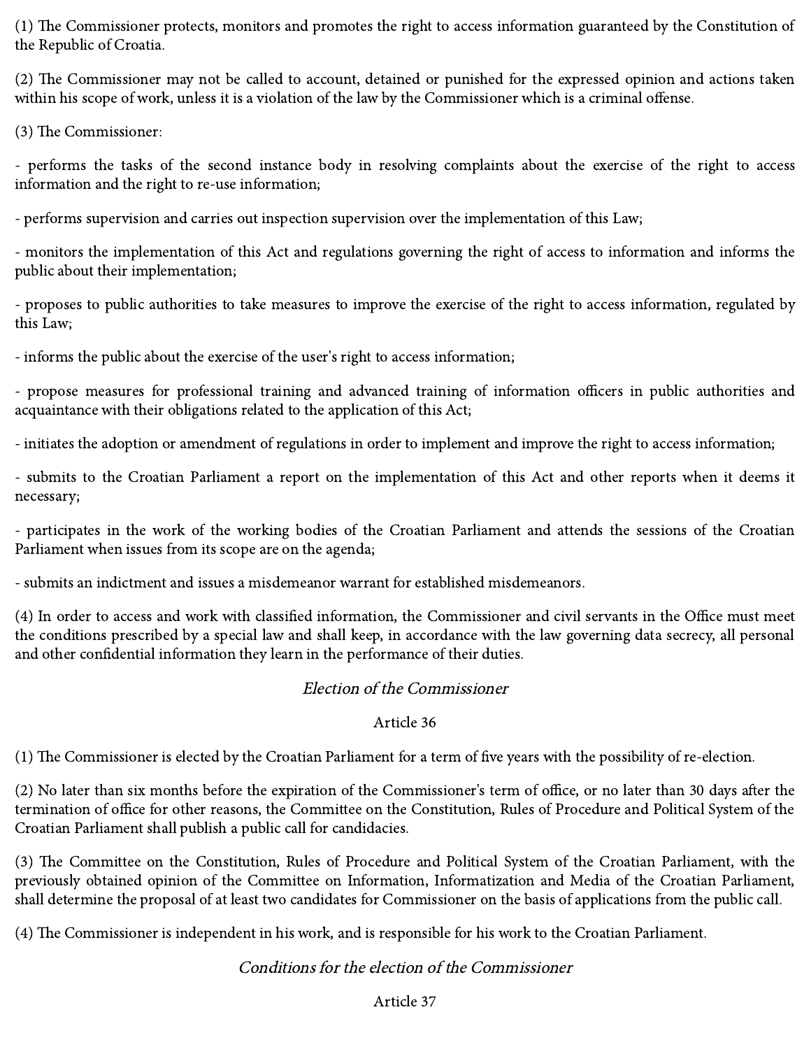(1) The Commissioner protects, monitors and promotes the right to access information guaranteed by the Constitution of the Republic of Croatia.

(2) The Commissioner may not be called to account, detained or punished for the expressed opinion and actions taken within his scope of work, unless it is a violation of the law by the Commissioner which is a criminal offense.

(3) The Commissioner:

- performs the tasks of the second instance body in resolving complaints about the exercise of the right to access information and the right to re-use information;

- performs supervision and carries out inspection supervision over the implementation of this Law;

- monitors the implementation of this Act and regulations governing the right of access to information and informs the public about their implementation;

- proposes to public authorities to take measures to improve the exercise of the right to access information, regulated by this Law;

- informs the public about the exercise of the user's right to access information;

- propose measures for professional training and advanced training of information officers in public authorities and acquaintance with their obligations related to the application of this Act;

- initiates the adoption or amendment of regulations in order to implement and improve the right to access information;

- submits to the Croatian Parliament a report on the implementation of this Act and other reports when it deems it necessary;

- participates in the work of the working bodies of the Croatian Parliament and attends the sessions of the Croatian Parliament when issues from its scope are on the agenda;

- submits an indictment and issues a misdemeanor warrant for established misdemeanors.

(4) In order to access and work with classified information, the Commissioner and civil servants in the Office must meet the conditions prescribed by a special law and shall keep, in accordance with the law governing data secrecy, all personal and other confidential information they learn in the performance of their duties.

*Election of the Commissioner*

Article 36

(1) The Commissioner is elected by the Croatian Parliament for a term of five years with the possibility of re-election.

(2) No later than six months before the expiration of the Commissioner's term of office, or no later than 30 days after the termination of office for other reasons, the Committee on the Constitution, Rules of Procedure and Political System of the Croatian Parliament shall publish a public call for candidacies.

(3) The Committee on the Constitution, Rules of Procedure and Political System of the Croatian Parliament, with the previously obtained opinion of the Committee on Information, Informatization and Media of the Croatian Parliament, shall determine the proposal of at least two candidates for Commissioner on the basis of applications from the public call.

(4) The Commissioner is independent in his work, and is responsible for his work to the Croatian Parliament.

*Conditions for the election of the Commissioner*

Article 37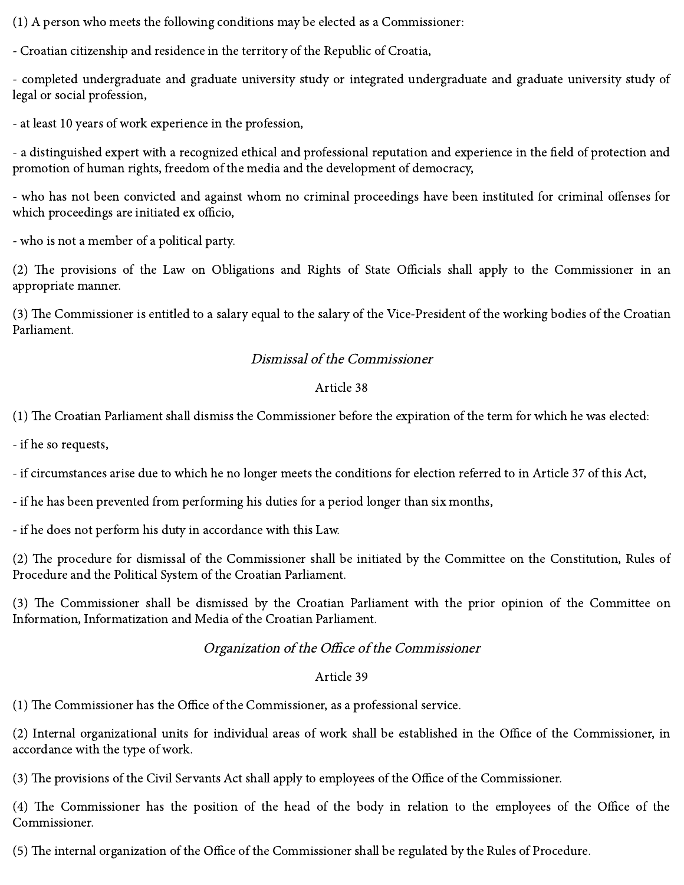(1) A person who meets the following conditions may be elected as a Commissioner:

- Croatian citizenship and residence in the territory of the Republic of Croatia,

- completed undergraduate and graduate university study or integrated undergraduate and graduate university study of legal or social profession,

- at least 10 years of work experience in the profession,

- a distinguished expert with a recognized ethical and professional reputation and experience in the field of protection and promotion of human rights, freedom of the media and the development of democracy,

- who has not been convicted and against whom no criminal proceedings have been instituted for criminal offenses for which proceedings are initiated ex officio,

- who is not a member of a political party.

(2) The provisions of the Law on Obligations and Rights of State Officials shall apply to the Commissioner in an appropriate manner.

(3) The Commissioner is entitled to a salary equal to the salary of the Vice-President of the working bodies of the Croatian Parliament.

*Dismissal of the Commissioner*

Article 38

(1) The Croatian Parliament shall dismiss the Commissioner before the expiration of the term for which he was elected:

- if he so requests,

- if circumstances arise due to which he no longer meets the conditions for election referred to in Article 37 of this Act,

- if he has been prevented from performing his duties for a period longer than six months,

- if he does not perform his duty in accordance with this Law.

(2) The procedure for dismissal of the Commissioner shall be initiated by the Committee on the Constitution, Rules of Procedure and the Political System of the Croatian Parliament.

(3) The Commissioner shall be dismissed by the Croatian Parliament with the prior opinion of the Committee on Information, Informatization and Media of the Croatian Parliament.

*Organization of the Office of the Commissioner*

Article 39

(1) The Commissioner has the Office of the Commissioner, as a professional service.

(2) Internal organizational units for individual areas of work shall be established in the Office of the Commissioner, in accordance with the type of work.

(3) The provisions of the Civil Servants Act shall apply to employees of the Office of the Commissioner.

(4) The Commissioner has the position of the head of the body in relation to the employees of the Office of the Commissioner.

(5) The internal organization of the Office of the Commissioner shall be regulated by the Rules of Procedure.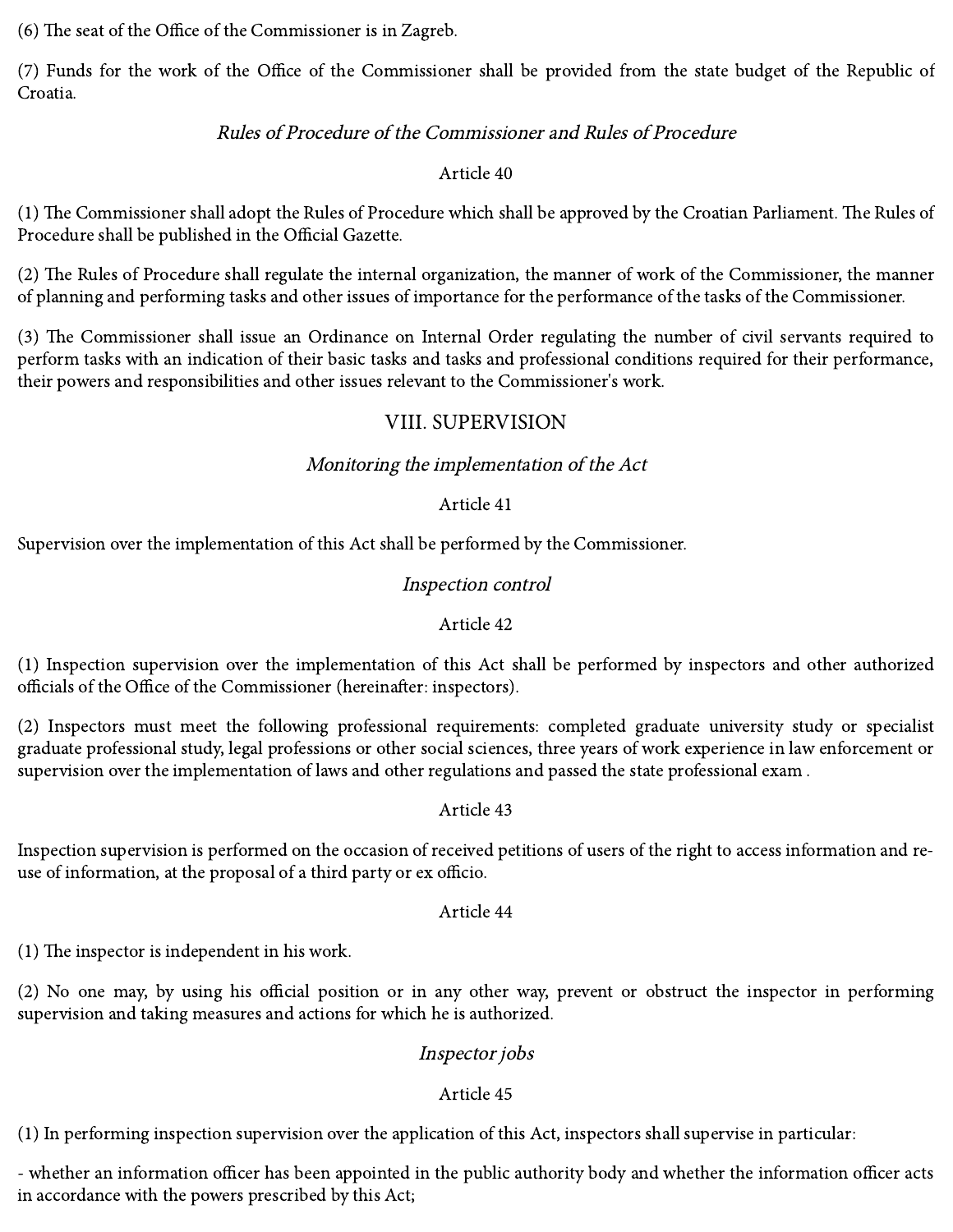(6) The seat of the Office of the Commissioner is in Zagreb.

(7) Funds for the work of the Office of the Commissioner shall be provided from the state budget of the Republic of Croatia.

*Rules of Procedure of the Commissioner and Rules of Procedure*

Article 40

(1) The Commissioner shall adopt the Rules of Procedure which shall be approved by the Croatian Parliament. The Rules of Procedure shall be published in the Official Gazette.

(2) The Rules of Procedure shall regulate the internal organization, the manner of work of the Commissioner, the manner of planning and performing tasks and other issues of importance for the performance of the tasks of the Commissioner.

(3) The Commissioner shall issue an Ordinance on Internal Order regulating the number of civil servants required to perform tasks with an indication of their basic tasks and tasks and professional conditions required for their performance, their powers and responsibilities and other issues relevant to the Commissioner's work.

## VIII. SUPERVISION

*Monitoring the implementation of the Act*

Article 41

Supervision over the implementation of this Act shall be performed by the Commissioner.

*Inspection control*

Article 42

(1) Inspection supervision over the implementation of this Act shall be performed by inspectors and other authorized officials of the Office of the Commissioner (hereinafter: inspectors).

(2) Inspectors must meet the following professional requirements: completed graduate university study or specialist graduate professional study, legal professions or other social sciences, three years of work experience in law enforcement or supervision over the implementation of laws and other regulations and passed the state professional exam .

Article 43

Inspection supervision is performed on the occasion of received petitions of users of the right to access information and re-use of information, at the proposal of a third party or ex officio.

Article 44

(1) The inspector is independent in his work.

(2) No one may, by using his official position or in any other way, prevent or obstruct the inspector in performing supervision and taking measures and actions for which he is authorized.

*Inspector jobs*

Article 45

(1) In performing inspection supervision over the application of this Act, inspectors shall supervise in particular:

- whether an information officer has been appointed in the public authority body and whether the information officer acts in accordance with the powers prescribed by this Act;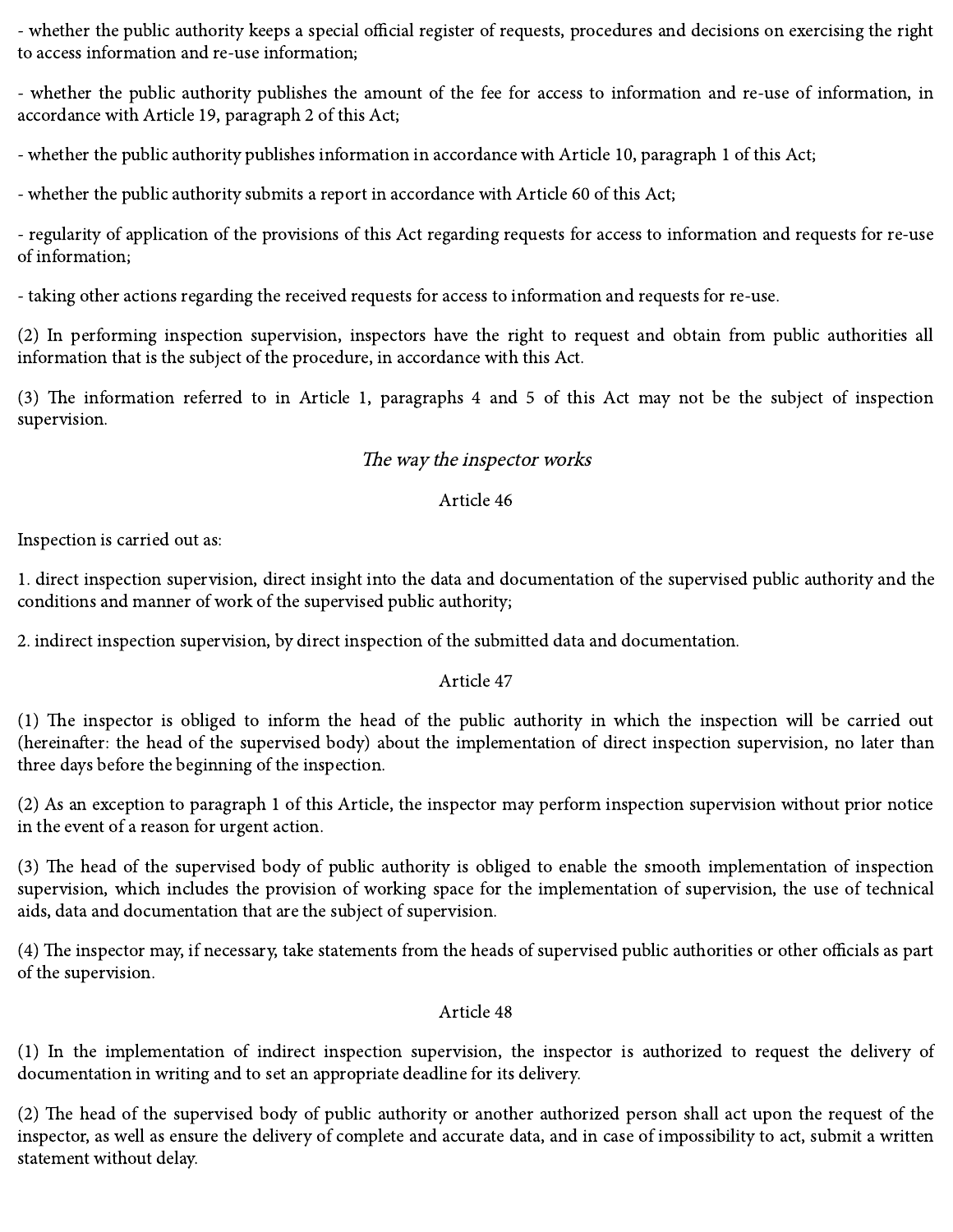- whether the public authority keeps a special official register of requests, procedures and decisions on exercising the right to access information and re-use information;

- whether the public authority publishes the amount of the fee for access to information and re-use of information, in accordance with Article 19, paragraph 2 of this Act;

- whether the public authority publishes information in accordance with Article 10, paragraph 1 of this Act;

- whether the public authority submits a report in accordance with Article 60 of this Act;

- regularity of application of the provisions of this Act regarding requests for access to information and requests for re-use of information;

- taking other actions regarding the received requests for access to information and requests for re-use.

(2) In performing inspection supervision, inspectors have the right to request and obtain from public authorities all information that is the subject of the procedure, in accordance with this Act.

(3) The information referred to in Article 1, paragraphs 4 and 5 of this Act may not be the subject of inspection supervision.

*The way the inspector works*

Article 46

Inspection is carried out as:

1. direct inspection supervision, direct insight into the data and documentation of the supervised public authority and the conditions and manner of work of the supervised public authority;

2. indirect inspection supervision, by direct inspection of the submitted data and documentation.

Article 47

(1) The inspector is obliged to inform the head of the public authority in which the inspection will be carried out (hereinafter: the head of the supervised body) about the implementation of direct inspection supervision, no later than three days before the beginning of the inspection.

(2) As an exception to paragraph 1 of this Article, the inspector may perform inspection supervision without prior notice in the event of a reason for urgent action.

(3) The head of the supervised body of public authority is obliged to enable the smooth implementation of inspection supervision, which includes the provision of working space for the implementation of supervision, the use of technical aids, data and documentation that are the subject of supervision.

(4) The inspector may, if necessary, take statements from the heads of supervised public authorities or other officials as part of the supervision.

Article 48

(1) In the implementation of indirect inspection supervision, the inspector is authorized to request the delivery of documentation in writing and to set an appropriate deadline for its delivery.

(2) The head of the supervised body of public authority or another authorized person shall act upon the request of the inspector, as well as ensure the delivery of complete and accurate data, and in case of impossibility to act, submit a written statement without delay.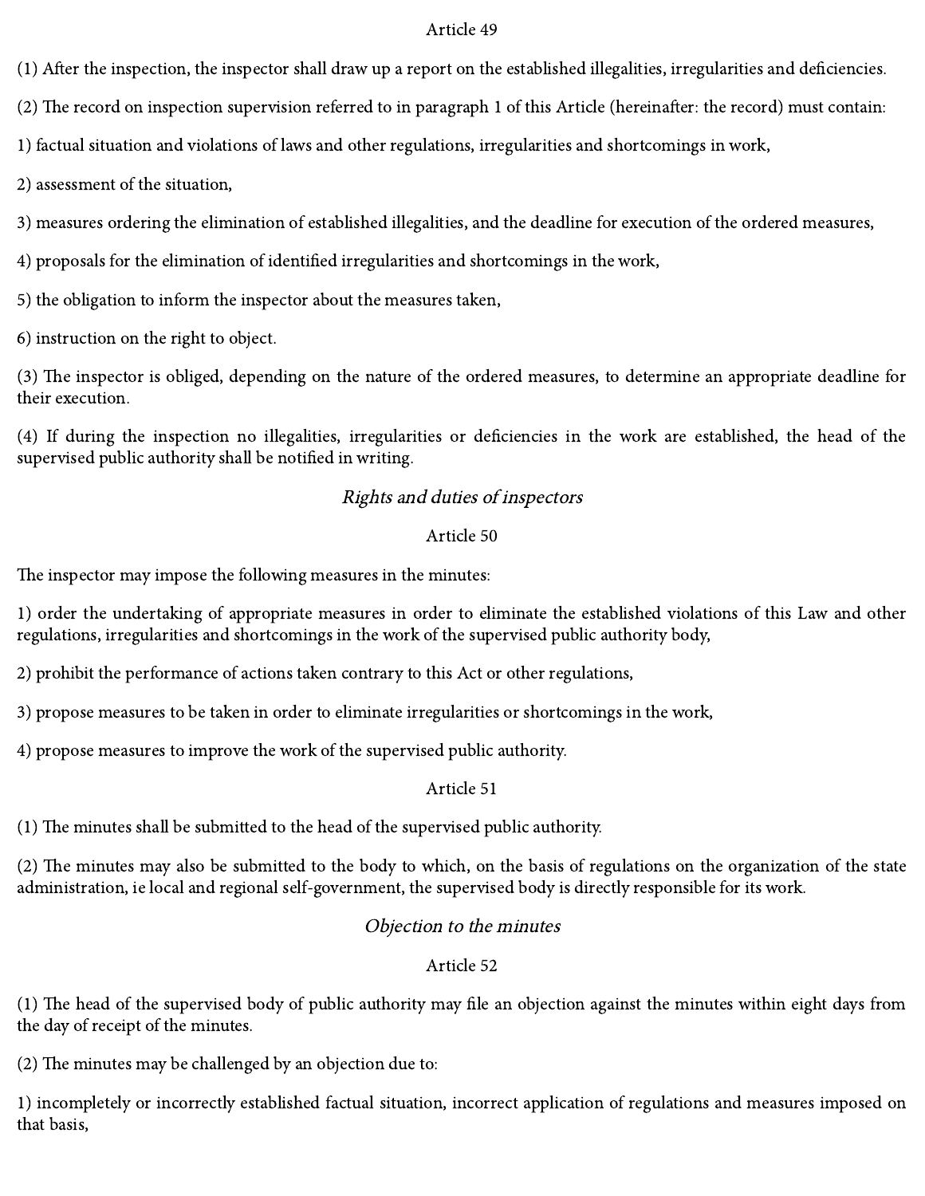Article 49

(1) After the inspection, the inspector shall draw up a report on the established illegalities, irregularities and deficiencies.

(2) The record on inspection supervision referred to in paragraph 1 of this Article (hereinafter: the record) must contain:

1) factual situation and violations of laws and other regulations, irregularities and shortcomings in work,

2) assessment of the situation,

3) measures ordering the elimination of established illegalities, and the deadline for execution of the ordered measures,

4) proposals for the elimination of identified irregularities and shortcomings in the work,

5) the obligation to inform the inspector about the measures taken,

6) instruction on the right to object.

(3) The inspector is obliged, depending on the nature of the ordered measures, to determine an appropriate deadline for their execution.

(4) If during the inspection no illegalities, irregularities or deficiencies in the work are established, the head of the supervised public authority shall be notified in writing.

*Rights and duties of inspectors*

Article 50

The inspector may impose the following measures in the minutes:

1) order the undertaking of appropriate measures in order to eliminate the established violations of this Law and other regulations, irregularities and shortcomings in the work of the supervised public authority body,

2) prohibit the performance of actions taken contrary to this Act or other regulations,

3) propose measures to be taken in order to eliminate irregularities or shortcomings in the work,

4) propose measures to improve the work of the supervised public authority.

Article 51

(1) The minutes shall be submitted to the head of the supervised public authority.

(2) The minutes may also be submitted to the body to which, on the basis of regulations on the organization of the state administration, ie local and regional self-government, the supervised body is directly responsible for its work.

*Objection to the minutes*

Article 52

(1) The head of the supervised body of public authority may file an objection against the minutes within eight days from the day of receipt of the minutes.

(2) The minutes may be challenged by an objection due to:

1) incompletely or incorrectly established factual situation, incorrect application of regulations and measures imposed on that basis,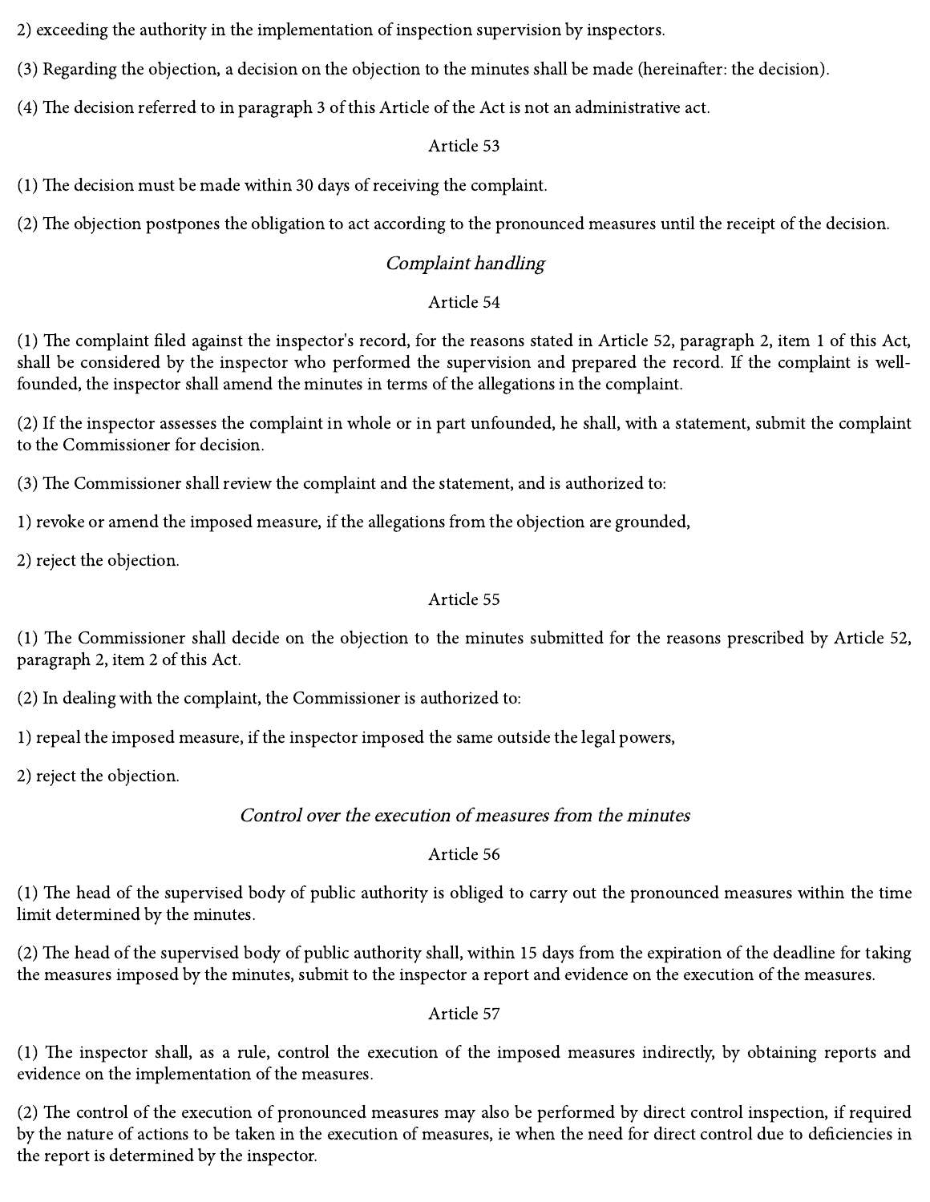2) exceeding the authority in the implementation of inspection supervision by inspectors.

(3) Regarding the objection, a decision on the objection to the minutes shall be made (hereinafter: the decision).

(4) The decision referred to in paragraph 3 of this Article of the Act is not an administrative act.

Article 53

(1) The decision must be made within 30 days of receiving the complaint.

(2) The objection postpones the obligation to act according to the pronounced measures until the receipt of the decision.

*Complaint handling*

Article 54

(1) The complaint filed against the inspector's record, for the reasons stated in Article 52, paragraph 2, item 1 of this Act, shall be considered by the inspector who performed the supervision and prepared the record. If the complaint is well-founded, the inspector shall amend the minutes in terms of the allegations in the complaint.

(2) If the inspector assesses the complaint in whole or in part unfounded, he shall, with a statement, submit the complaint to the Commissioner for decision.

(3) The Commissioner shall review the complaint and the statement, and is authorized to:

1) revoke or amend the imposed measure, if the allegations from the objection are grounded,

2) reject the objection.

Article 55

(1) The Commissioner shall decide on the objection to the minutes submitted for the reasons prescribed by Article 52, paragraph 2, item 2 of this Act.

(2) In dealing with the complaint, the Commissioner is authorized to:

1) repeal the imposed measure, if the inspector imposed the same outside the legal powers,

2) reject the objection.

*Control over the execution of measures from the minutes*

Article 56

(1) The head of the supervised body of public authority is obliged to carry out the pronounced measures within the time limit determined by the minutes.

(2) The head of the supervised body of public authority shall, within 15 days from the expiration of the deadline for taking the measures imposed by the minutes, submit to the inspector a report and evidence on the execution of the measures.

Article 57

(1) The inspector shall, as a rule, control the execution of the imposed measures indirectly, by obtaining reports and evidence on the implementation of the measures.

(2) The control of the execution of pronounced measures may also be performed by direct control inspection, if required by the nature of actions to be taken in the execution of measures, ie when the need for direct control due to deficiencies in the report is determined by the inspector.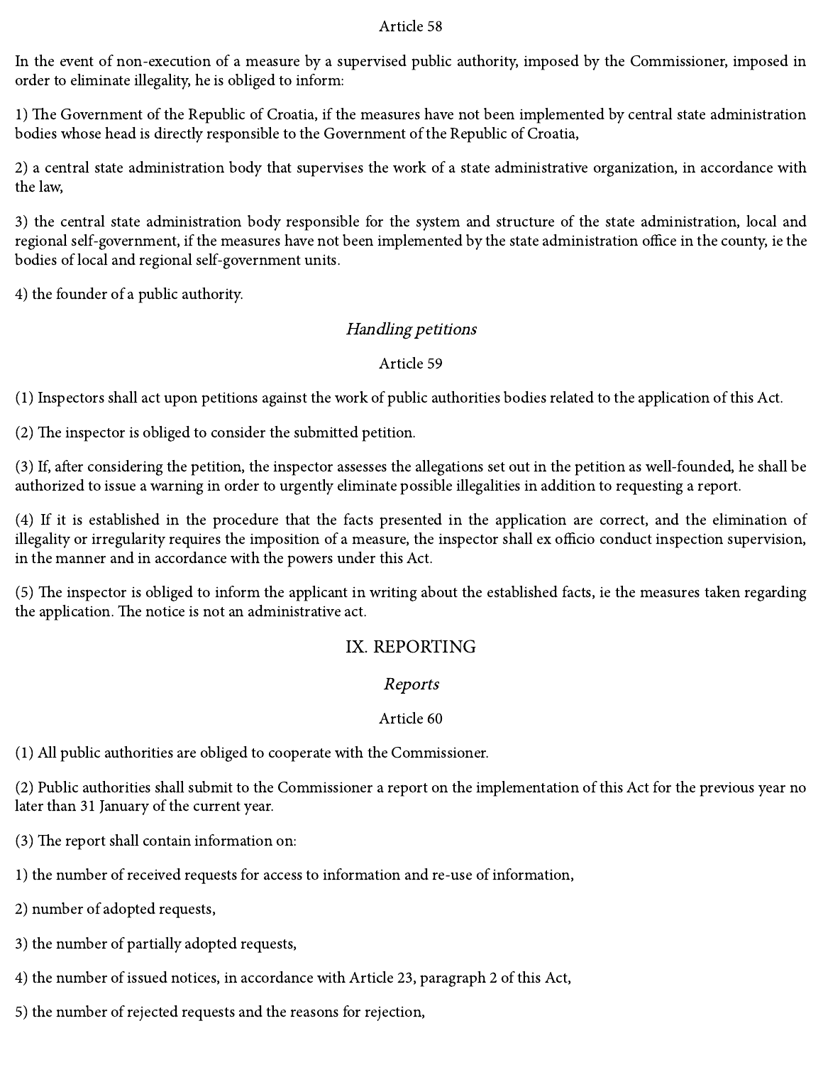Article 58

In the event of non-execution of a measure by a supervised public authority, imposed by the Commissioner, imposed in order to eliminate illegality, he is obliged to inform:

1) The Government of the Republic of Croatia, if the measures have not been implemented by central state administration bodies whose head is directly responsible to the Government of the Republic of Croatia,

2) a central state administration body that supervises the work of a state administrative organization, in accordance with the law,

3) the central state administration body responsible for the system and structure of the state administration, local and regional self-government, if the measures have not been implemented by the state administration office in the county, ie the bodies of local and regional self-government units.

4) the founder of a public authority.

*Handling petitions*

Article 59

(1) Inspectors shall act upon petitions against the work of public authorities bodies related to the application of this Act.

(2) The inspector is obliged to consider the submitted petition.

(3) If, after considering the petition, the inspector assesses the allegations set out in the petition as well-founded, he shall be authorized to issue a warning in order to urgently eliminate possible illegalities in addition to requesting a report.

(4) If it is established in the procedure that the facts presented in the application are correct, and the elimination of illegality or irregularity requires the imposition of a measure, the inspector shall ex officio conduct inspection supervision, in the manner and in accordance with the powers under this Act.

(5) The inspector is obliged to inform the applicant in writing about the established facts, ie the measures taken regarding the application. The notice is not an administrative act.

## IX. REPORTING

*Reports*

Article 60

(1) All public authorities are obliged to cooperate with the Commissioner.

(2) Public authorities shall submit to the Commissioner a report on the implementation of this Act for the previous year no later than 31 January of the current year.

(3) The report shall contain information on:

1) the number of received requests for access to information and re-use of information,

2) number of adopted requests,

3) the number of partially adopted requests,

4) the number of issued notices, in accordance with Article 23, paragraph 2 of this Act,

5) the number of rejected requests and the reasons for rejection,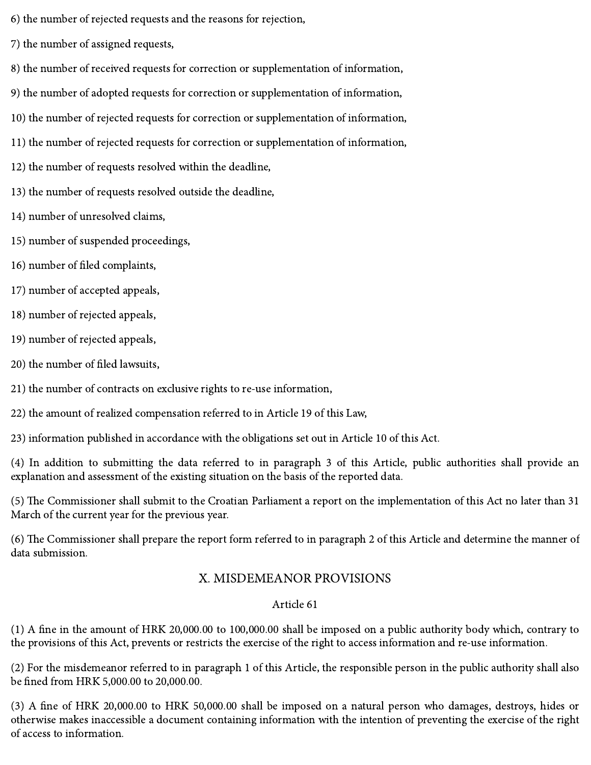6) the number of rejected requests and the reasons for rejection,

7) the number of assigned requests,

8) the number of received requests for correction or supplementation of information,

9) the number of adopted requests for correction or supplementation of information,

10) the number of rejected requests for correction or supplementation of information,

11) the number of rejected requests for correction or supplementation of information,

12) the number of requests resolved within the deadline,

13) the number of requests resolved outside the deadline,

14) number of unresolved claims,

15) number of suspended proceedings,

16) number of filed complaints,

17) number of accepted appeals,

18) number of rejected appeals,

19) number of rejected appeals,

20) the number of filed lawsuits,

21) the number of contracts on exclusive rights to re-use information,

22) the amount of realized compensation referred to in Article 19 of this Law,

23) information published in accordance with the obligations set out in Article 10 of this Act.

(4) In addition to submitting the data referred to in paragraph 3 of this Article, public authorities shall provide an explanation and assessment of the existing situation on the basis of the reported data.

(5) The Commissioner shall submit to the Croatian Parliament a report on the implementation of this Act no later than 31 March of the current year for the previous year.

(6) The Commissioner shall prepare the report form referred to in paragraph 2 of this Article and determine the manner of data submission.

## X. MISDEMEANOR PROVISIONS

### Article 61

(1) A fine in the amount of HRK 20,000.00 to 100,000.00 shall be imposed on a public authority body which, contrary to the provisions of this Act, prevents or restricts the exercise of the right to access information and re-use information.

(2) For the misdemeanor referred to in paragraph 1 of this Article, the responsible person in the public authority shall also be fined from HRK 5,000.00 to 20,000.00.

(3) A fine of HRK 20,000.00 to HRK 50,000.00 shall be imposed on a natural person who damages, destroys, hides or otherwise makes inaccessible a document containing information with the intention of preventing the exercise of the right of access to information.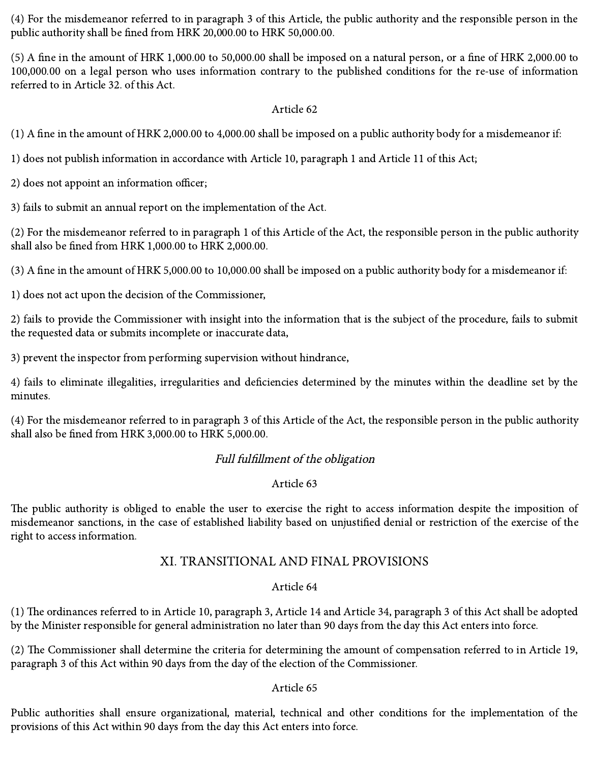(4) For the misdemeanor referred to in paragraph 3 of this Article, the public authority and the responsible person in the public authority shall be fined from HRK 20,000.00 to HRK 50,000.00.

(5) A fine in the amount of HRK 1,000.00 to 50,000.00 shall be imposed on a natural person, or a fine of HRK 2,000.00 to 100,000.00 on a legal person who uses information contrary to the published conditions for the re-use of information referred to in Article 32. of this Act.

Article 62

(1) A fine in the amount of HRK 2,000.00 to 4,000.00 shall be imposed on a public authority body for a misdemeanor if:

1) does not publish information in accordance with Article 10, paragraph 1 and Article 11 of this Act;

2) does not appoint an information officer;

3) fails to submit an annual report on the implementation of the Act.

(2) For the misdemeanor referred to in paragraph 1 of this Article of the Act, the responsible person in the public authority shall also be fined from HRK 1,000.00 to HRK 2,000.00.

(3) A fine in the amount of HRK 5,000.00 to 10,000.00 shall be imposed on a public authority body for a misdemeanor if:

1) does not act upon the decision of the Commissioner,

2) fails to provide the Commissioner with insight into the information that is the subject of the procedure, fails to submit the requested data or submits incomplete or inaccurate data,

3) prevent the inspector from performing supervision without hindrance,

4) fails to eliminate illegalities, irregularities and deficiencies determined by the minutes within the deadline set by the minutes.

(4) For the misdemeanor referred to in paragraph 3 of this Article of the Act, the responsible person in the public authority shall also be fined from HRK 3,000.00 to HRK 5,000.00.

*Full fulfillment of the obligation*

Article 63

The public authority is obliged to enable the user to exercise the right to access information despite the imposition of misdemeanor sanctions, in the case of established liability based on unjustified denial or restriction of the exercise of the right to access information.

## XI. TRANSITIONAL AND FINAL PROVISIONS

Article 64

(1) The ordinances referred to in Article 10, paragraph 3, Article 14 and Article 34, paragraph 3 of this Act shall be adopted by the Minister responsible for general administration no later than 90 days from the day this Act enters into force.

(2) The Commissioner shall determine the criteria for determining the amount of compensation referred to in Article 19, paragraph 3 of this Act within 90 days from the day of the election of the Commissioner.

Article 65

Public authorities shall ensure organizational, material, technical and other conditions for the implementation of the provisions of this Act within 90 days from the day this Act enters into force.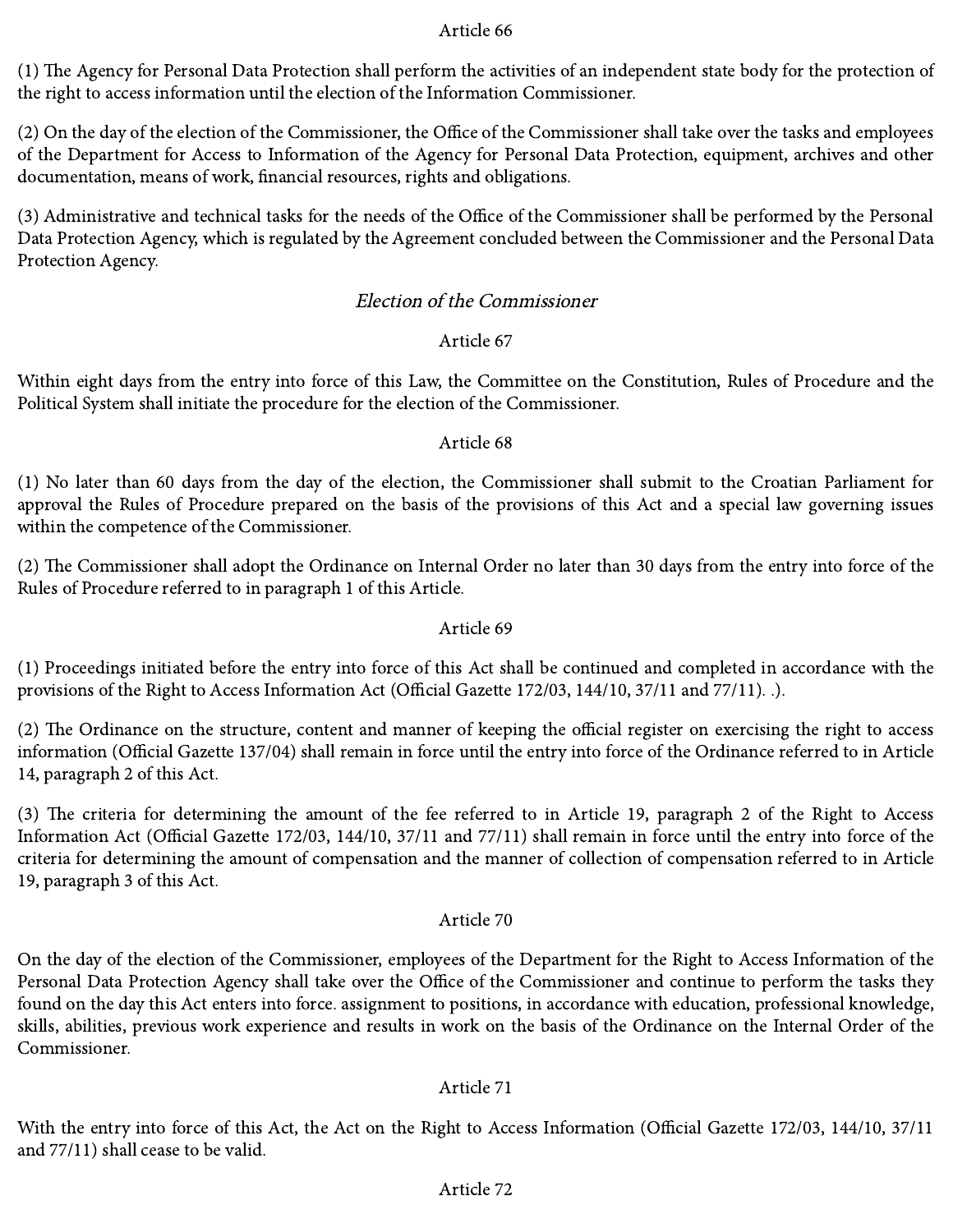Article 66

(1) The Agency for Personal Data Protection shall perform the activities of an independent state body for the protection of the right to access information until the election of the Information Commissioner.

(2) On the day of the election of the Commissioner, the Office of the Commissioner shall take over the tasks and employees of the Department for Access to Information of the Agency for Personal Data Protection, equipment, archives and other documentation, means of work, financial resources, rights and obligations.

(3) Administrative and technical tasks for the needs of the Office of the Commissioner shall be performed by the Personal Data Protection Agency, which is regulated by the Agreement concluded between the Commissioner and the Personal Data Protection Agency.

### *Election of the Commissioner*

Article 67

Within eight days from the entry into force of this Law, the Committee on the Constitution, Rules of Procedure and the Political System shall initiate the procedure for the election of the Commissioner.

Article 68

(1) No later than 60 days from the day of the election, the Commissioner shall submit to the Croatian Parliament for approval the Rules of Procedure prepared on the basis of the provisions of this Act and a special law governing issues within the competence of the Commissioner.

(2) The Commissioner shall adopt the Ordinance on Internal Order no later than 30 days from the entry into force of the Rules of Procedure referred to in paragraph 1 of this Article.

Article 69

(1) Proceedings initiated before the entry into force of this Act shall be continued and completed in accordance with the provisions of the Right to Access Information Act (Official Gazette 172/03, 144/10, 37/11 and 77/11). .).

(2) The Ordinance on the structure, content and manner of keeping the official register on exercising the right to access information (Official Gazette 137/04) shall remain in force until the entry into force of the Ordinance referred to in Article 14, paragraph 2 of this Act.

(3) The criteria for determining the amount of the fee referred to in Article 19, paragraph 2 of the Right to Access Information Act (Official Gazette 172/03, 144/10, 37/11 and 77/11) shall remain in force until the entry into force of the criteria for determining the amount of compensation and the manner of collection of compensation referred to in Article 19, paragraph 3 of this Act.

Article 70

On the day of the election of the Commissioner, employees of the Department for the Right to Access Information of the Personal Data Protection Agency shall take over the Office of the Commissioner and continue to perform the tasks they found on the day this Act enters into force. assignment to positions, in accordance with education, professional knowledge, skills, abilities, previous work experience and results in work on the basis of the Ordinance on the Internal Order of the Commissioner.

Article 71

With the entry into force of this Act, the Act on the Right to Access Information (Official Gazette 172/03, 144/10, 37/11 and 77/11) shall cease to be valid.

Article 72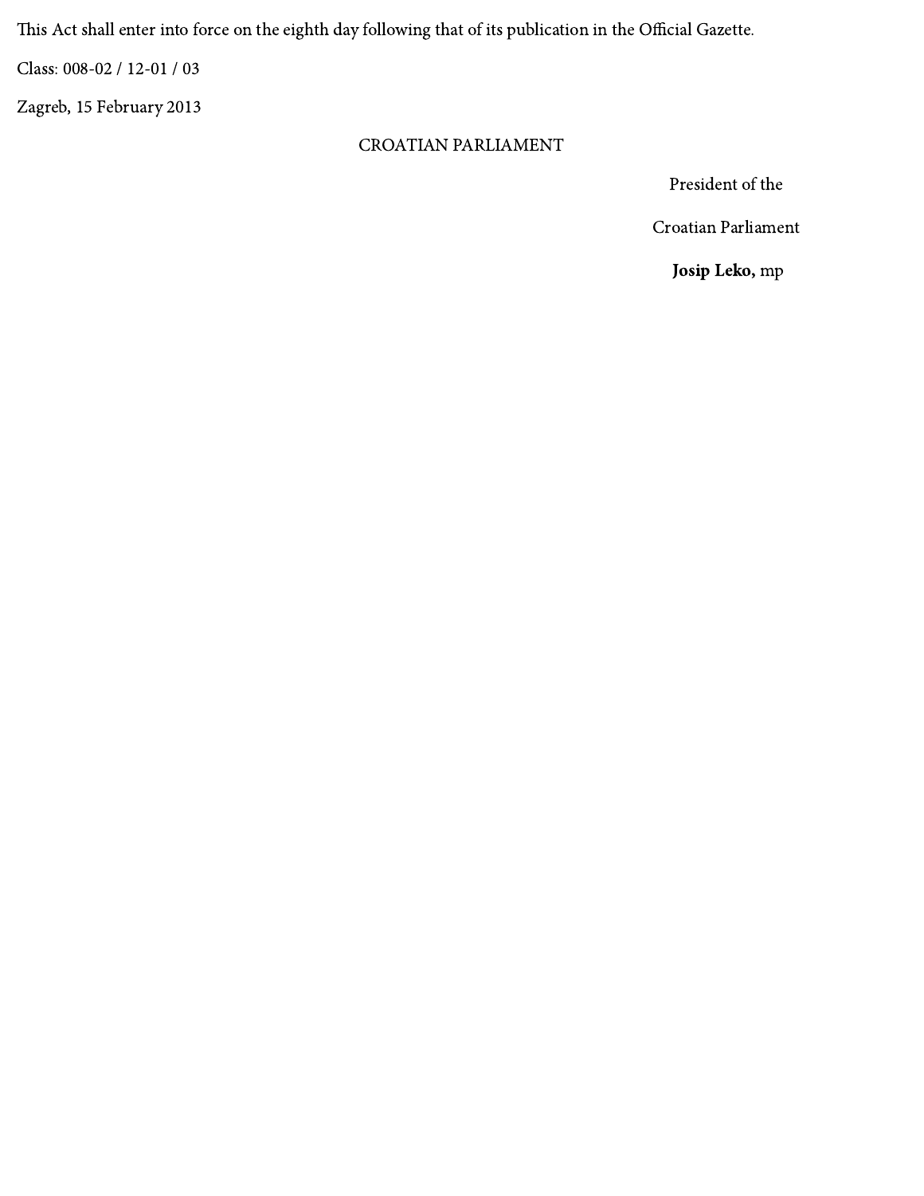This Act shall enter into force on the eighth day following that of its publication in the Official Gazette.

Class: 008-02 / 12-01 / 03

Zagreb, 15 February 2013

CROATIAN PARLIAMENT

President of the

Croatian Parliament

**Josip Leko,** mp